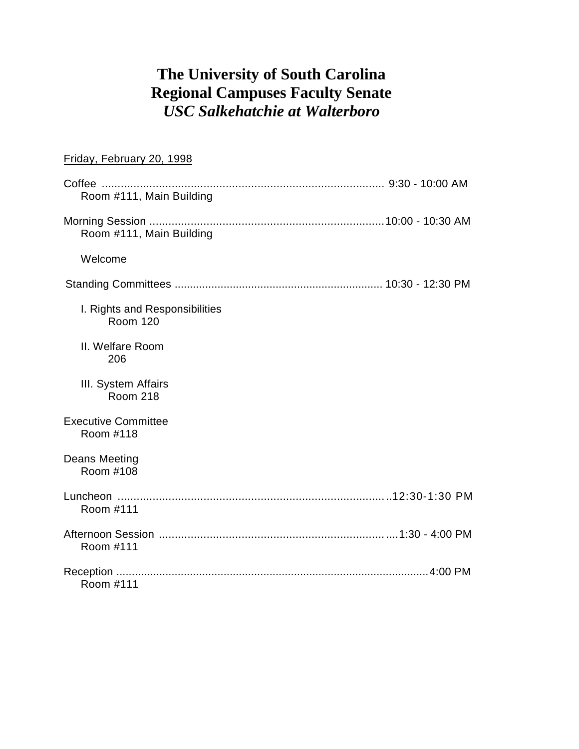# The University of South Carolina
# Regional Campuses Faculty Senate
# *USC Salkehatchie at Walterboro*

Friday, February 20, 1998

Coffee ........................................................................................ 9:30 - 10:00 AM
Room #111, Main Building

Morning Session ........................................................................10:00 - 10:30 AM
Room #111, Main Building

Welcome

Standing Committees .................................................................. 10:30 - 12:30 PM

I. Rights and Responsibilities
Room 120

II. Welfare Room
206

III. System Affairs
Room 218

Executive Committee
Room #118

Deans Meeting
Room #108

Luncheon .....................................................................................12:30-1:30 PM
Room #111

Afternoon Session .......................................................................1:30 - 4:00 PM
Room #111

Reception .....................................................................................................4:00 PM
Room #111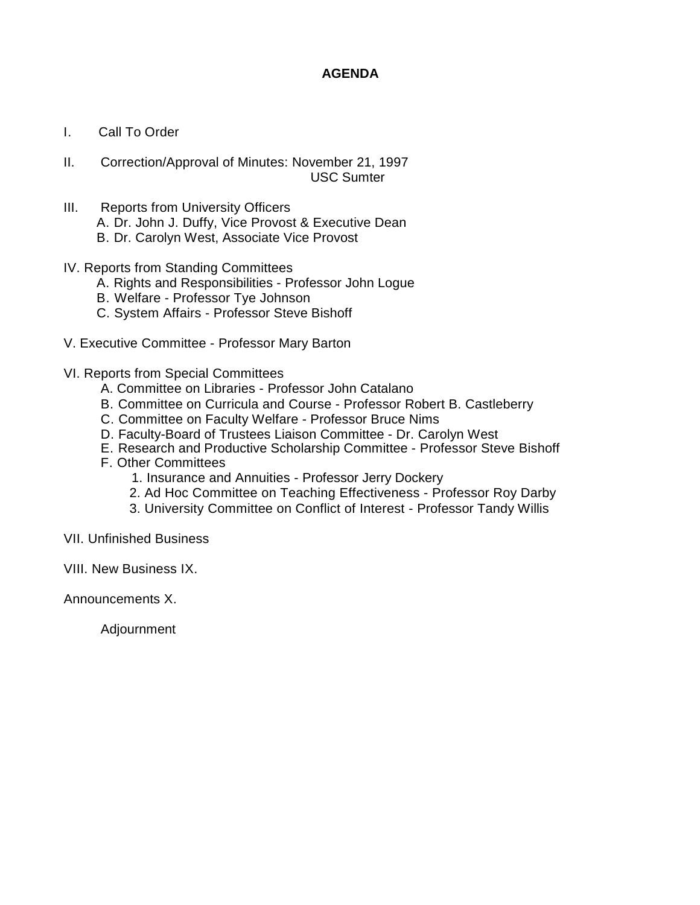# AGENDA

I. Call To Order

II. Correction/Approval of Minutes: November 21, 1997
USC Sumter

III. Reports from University Officers
   A. Dr. John J. Duffy, Vice Provost & Executive Dean
   B. Dr. Carolyn West, Associate Vice Provost

IV. Reports from Standing Committees
   A. Rights and Responsibilities - Professor John Logue
   B. Welfare - Professor Tye Johnson
   C. System Affairs - Professor Steve Bishoff

V. Executive Committee - Professor Mary Barton

VI. Reports from Special Committees
   A. Committee on Libraries - Professor John Catalano
   B. Committee on Curricula and Course - Professor Robert B. Castleberry
   C. Committee on Faculty Welfare - Professor Bruce Nims
   D. Faculty-Board of Trustees Liaison Committee - Dr. Carolyn West
   E. Research and Productive Scholarship Committee - Professor Steve Bishoff
   F. Other Committees
      1. Insurance and Annuities - Professor Jerry Dockery
      2. Ad Hoc Committee on Teaching Effectiveness - Professor Roy Darby
      3. University Committee on Conflict of Interest - Professor Tandy Willis

VII. Unfinished Business

VIII. New Business IX.

Announcements X.

Adjournment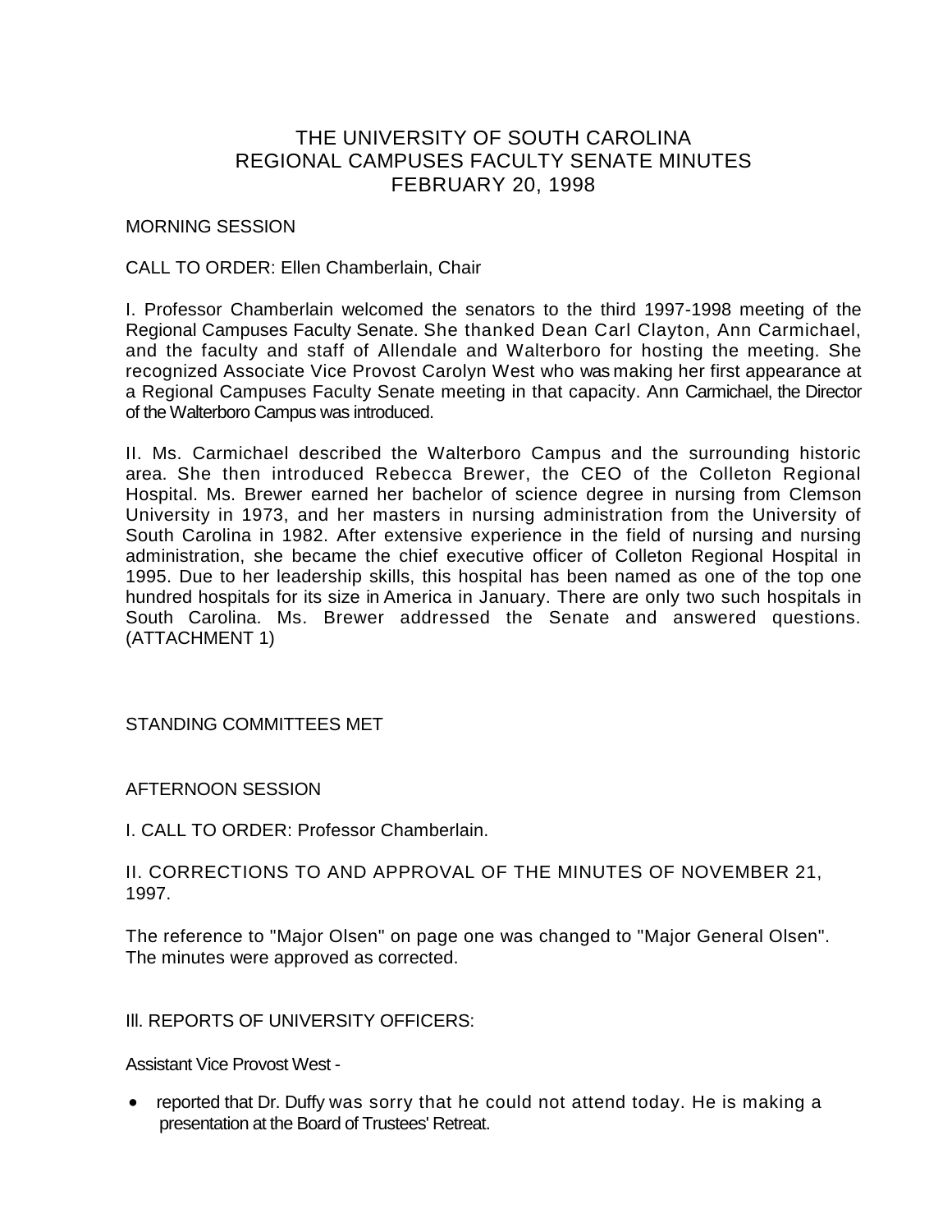# THE UNIVERSITY OF SOUTH CAROLINA
# REGIONAL CAMPUSES FACULTY SENATE MINUTES
# FEBRUARY 20, 1998

MORNING SESSION

CALL TO ORDER: Ellen Chamberlain, Chair

I. Professor Chamberlain welcomed the senators to the third 1997-1998 meeting of the Regional Campuses Faculty Senate. She thanked Dean Carl Clayton, Ann Carmichael, and the faculty and staff of Allendale and Walterboro for hosting the meeting. She recognized Associate Vice Provost Carolyn West who was making her first appearance at a Regional Campuses Faculty Senate meeting in that capacity. Ann Carmichael, the Director of the Walterboro Campus was introduced.

II. Ms. Carmichael described the Walterboro Campus and the surrounding historic area. She then introduced Rebecca Brewer, the CEO of the Colleton Regional Hospital. Ms. Brewer earned her bachelor of science degree in nursing from Clemson University in 1973, and her masters in nursing administration from the University of South Carolina in 1982. After extensive experience in the field of nursing and nursing administration, she became the chief executive officer of Colleton Regional Hospital in 1995. Due to her leadership skills, this hospital has been named as one of the top one hundred hospitals for its size in America in January. There are only two such hospitals in South Carolina. Ms. Brewer addressed the Senate and answered questions. (ATTACHMENT 1)

STANDING COMMITTEES MET

AFTERNOON SESSION

I. CALL TO ORDER: Professor Chamberlain.

II. CORRECTIONS TO AND APPROVAL OF THE MINUTES OF NOVEMBER 21, 1997.

The reference to "Major Olsen" on page one was changed to "Major General Olsen". The minutes were approved as corrected.

Ill. REPORTS OF UNIVERSITY OFFICERS:

Assistant Vice Provost West -

- reported that Dr. Duffy was sorry that he could not attend today. He is making a presentation at the Board of Trustees' Retreat.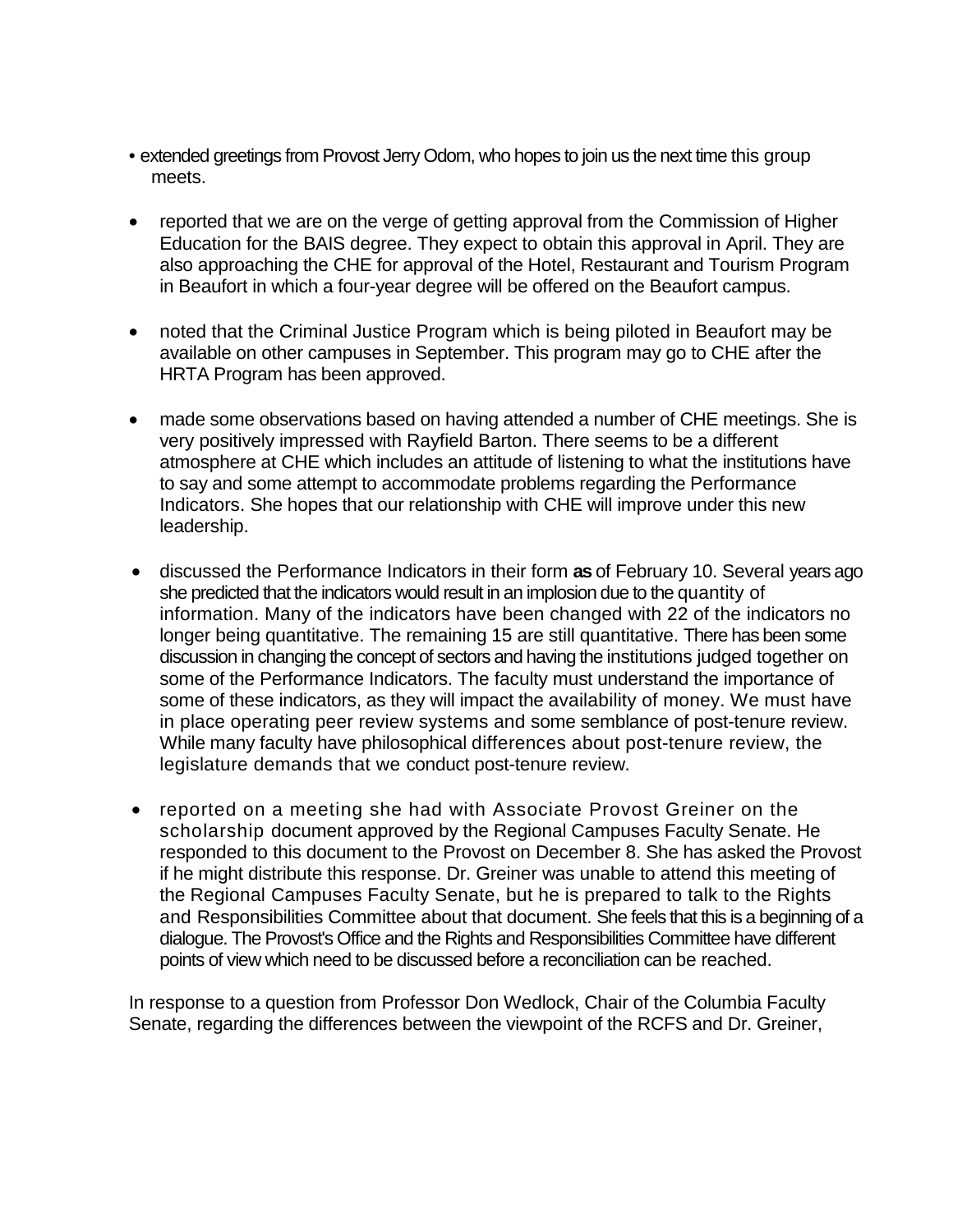- extended greetings from Provost Jerry Odom, who hopes to join us the next time this group meets.

- reported that we are on the verge of getting approval from the Commission of Higher Education for the BAIS degree. They expect to obtain this approval in April. They are also approaching the CHE for approval of the Hotel, Restaurant and Tourism Program in Beaufort in which a four-year degree will be offered on the Beaufort campus.

- noted that the Criminal Justice Program which is being piloted in Beaufort may be available on other campuses in September. This program may go to CHE after the HRTA Program has been approved.

- made some observations based on having attended a number of CHE meetings. She is very positively impressed with Rayfield Barton. There seems to be a different atmosphere at CHE which includes an attitude of listening to what the institutions have to say and some attempt to accommodate problems regarding the Performance Indicators. She hopes that our relationship with CHE will improve under this new leadership.

- discussed the Performance Indicators in their form **as** of February 10. Several years ago she predicted that the indicators would result in an implosion due to the quantity of information. Many of the indicators have been changed with 22 of the indicators no longer being quantitative. The remaining 15 are still quantitative. There has been some discussion in changing the concept of sectors and having the institutions judged together on some of the Performance Indicators. The faculty must understand the importance of some of these indicators, as they will impact the availability of money. We must have in place operating peer review systems and some semblance of post-tenure review. While many faculty have philosophical differences about post-tenure review, the legislature demands that we conduct post-tenure review.

- reported on a meeting she had with Associate Provost Greiner on the scholarship document approved by the Regional Campuses Faculty Senate. He responded to this document to the Provost on December 8. She has asked the Provost if he might distribute this response. Dr. Greiner was unable to attend this meeting of the Regional Campuses Faculty Senate, but he is prepared to talk to the Rights and Responsibilities Committee about that document. She feels that this is a beginning of a dialogue. The Provost's Office and the Rights and Responsibilities Committee have different points of view which need to be discussed before a reconciliation can be reached.

In response to a question from Professor Don Wedlock, Chair of the Columbia Faculty Senate, regarding the differences between the viewpoint of the RCFS and Dr. Greiner,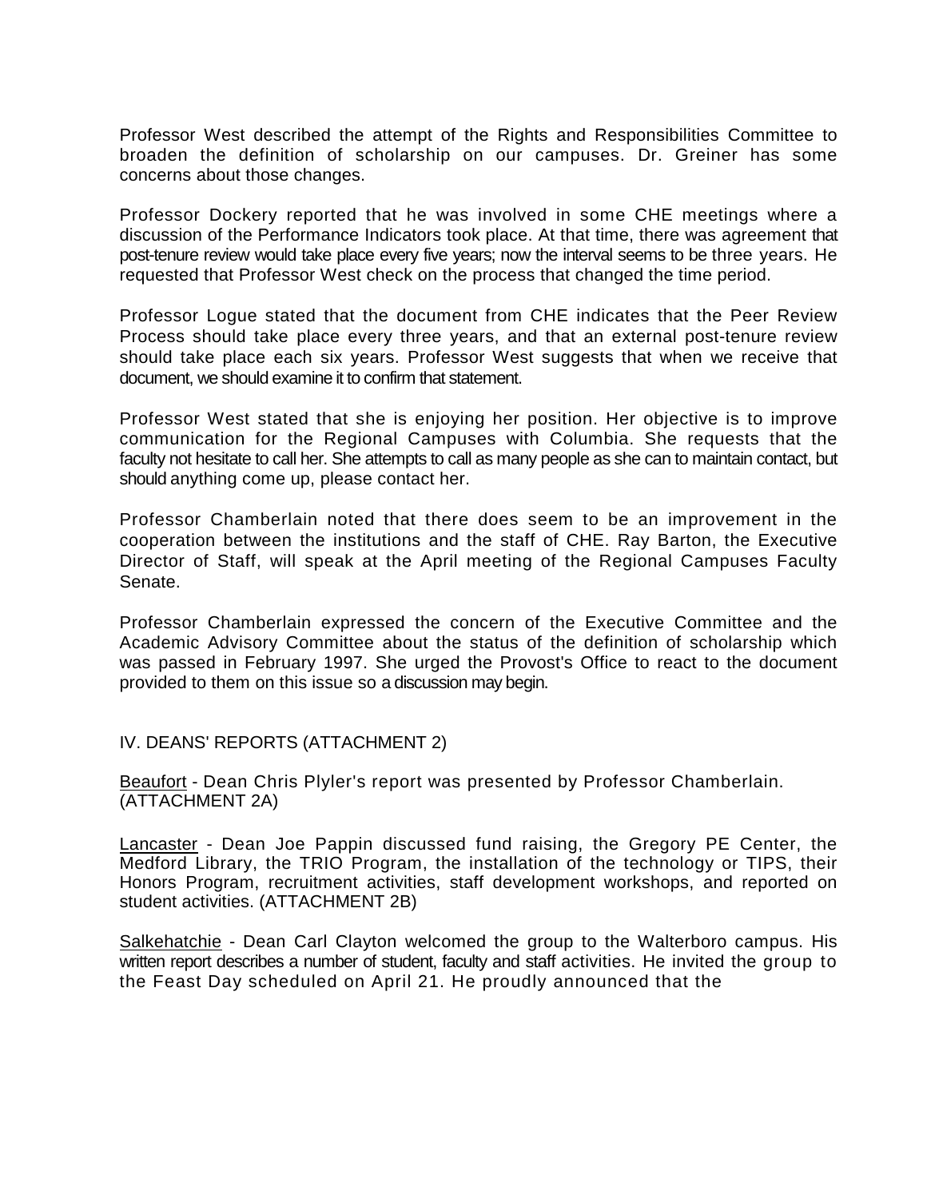Professor West described the attempt of the Rights and Responsibilities Committee to broaden the definition of scholarship on our campuses. Dr. Greiner has some concerns about those changes.

Professor Dockery reported that he was involved in some CHE meetings where a discussion of the Performance Indicators took place. At that time, there was agreement that post-tenure review would take place every five years; now the interval seems to be three years. He requested that Professor West check on the process that changed the time period.

Professor Logue stated that the document from CHE indicates that the Peer Review Process should take place every three years, and that an external post-tenure review should take place each six years. Professor West suggests that when we receive that document, we should examine it to confirm that statement.

Professor West stated that she is enjoying her position. Her objective is to improve communication for the Regional Campuses with Columbia. She requests that the faculty not hesitate to call her. She attempts to call as many people as she can to maintain contact, but should anything come up, please contact her.

Professor Chamberlain noted that there does seem to be an improvement in the cooperation between the institutions and the staff of CHE. Ray Barton, the Executive Director of Staff, will speak at the April meeting of the Regional Campuses Faculty Senate.

Professor Chamberlain expressed the concern of the Executive Committee and the Academic Advisory Committee about the status of the definition of scholarship which was passed in February 1997. She urged the Provost's Office to react to the document provided to them on this issue so a discussion may begin.

## IV. DEANS' REPORTS (ATTACHMENT 2)

Beaufort - Dean Chris Plyler's report was presented by Professor Chamberlain. (ATTACHMENT 2A)

Lancaster - Dean Joe Pappin discussed fund raising, the Gregory PE Center, the Medford Library, the TRIO Program, the installation of the technology or TIPS, their Honors Program, recruitment activities, staff development workshops, and reported on student activities. (ATTACHMENT 2B)

Salkehatchie - Dean Carl Clayton welcomed the group to the Walterboro campus. His written report describes a number of student, faculty and staff activities. He invited the group to the Feast Day scheduled on April 21. He proudly announced that the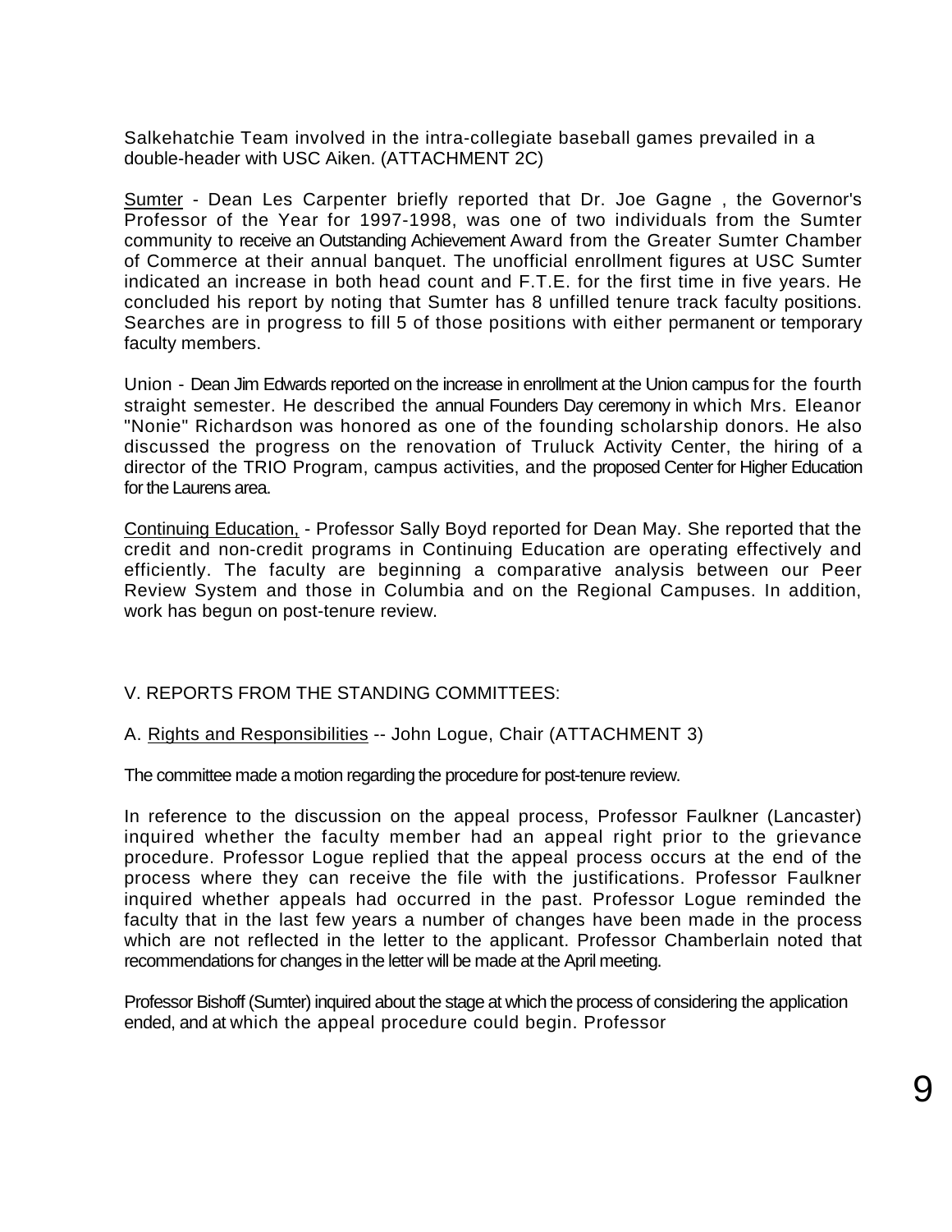Salkehatchie Team involved in the intra-collegiate baseball games prevailed in a double-header with USC Aiken. (ATTACHMENT 2C)

Sumter - Dean Les Carpenter briefly reported that Dr. Joe Gagne , the Governor's Professor of the Year for 1997-1998, was one of two individuals from the Sumter community to receive an Outstanding Achievement Award from the Greater Sumter Chamber of Commerce at their annual banquet. The unofficial enrollment figures at USC Sumter indicated an increase in both head count and F.T.E. for the first time in five years. He concluded his report by noting that Sumter has 8 unfilled tenure track faculty positions. Searches are in progress to fill 5 of those positions with either permanent or temporary faculty members.

Union - Dean Jim Edwards reported on the increase in enrollment at the Union campus for the fourth straight semester. He described the annual Founders Day ceremony in which Mrs. Eleanor "Nonie" Richardson was honored as one of the founding scholarship donors. He also discussed the progress on the renovation of Truluck Activity Center, the hiring of a director of the TRIO Program, campus activities, and the proposed Center for Higher Education for the Laurens area.

Continuing Education, - Professor Sally Boyd reported for Dean May. She reported that the credit and non-credit programs in Continuing Education are operating effectively and efficiently. The faculty are beginning a comparative analysis between our Peer Review System and those in Columbia and on the Regional Campuses. In addition, work has begun on post-tenure review.

V. REPORTS FROM THE STANDING COMMITTEES:

A. Rights and Responsibilities -- John Logue, Chair (ATTACHMENT 3)

The committee made a motion regarding the procedure for post-tenure review.

In reference to the discussion on the appeal process, Professor Faulkner (Lancaster) inquired whether the faculty member had an appeal right prior to the grievance procedure. Professor Logue replied that the appeal process occurs at the end of the process where they can receive the file with the justifications. Professor Faulkner inquired whether appeals had occurred in the past. Professor Logue reminded the faculty that in the last few years a number of changes have been made in the process which are not reflected in the letter to the applicant. Professor Chamberlain noted that recommendations for changes in the letter will be made at the April meeting.

Professor Bishoff (Sumter) inquired about the stage at which the process of considering the application ended, and at which the appeal procedure could begin. Professor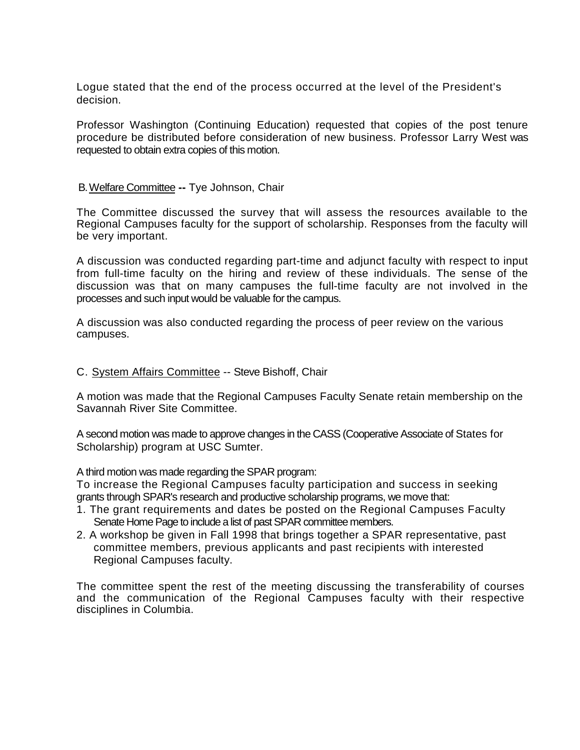Logue stated that the end of the process occurred at the level of the President's decision.

Professor Washington (Continuing Education) requested that copies of the post tenure procedure be distributed before consideration of new business. Professor Larry West was requested to obtain extra copies of this motion.

B. Welfare Committee **--** Tye Johnson, Chair

The Committee discussed the survey that will assess the resources available to the Regional Campuses faculty for the support of scholarship. Responses from the faculty will be very important.

A discussion was conducted regarding part-time and adjunct faculty with respect to input from full-time faculty on the hiring and review of these individuals. The sense of the discussion was that on many campuses the full-time faculty are not involved in the processes and such input would be valuable for the campus.

A discussion was also conducted regarding the process of peer review on the various campuses.

C. System Affairs Committee -- Steve Bishoff, Chair

A motion was made that the Regional Campuses Faculty Senate retain membership on the Savannah River Site Committee.

A second motion was made to approve changes in the CASS (Cooperative Associate of States for Scholarship) program at USC Sumter.

A third motion was made regarding the SPAR program:
To increase the Regional Campuses faculty participation and success in seeking grants through SPAR's research and productive scholarship programs, we move that:

1. The grant requirements and dates be posted on the Regional Campuses Faculty Senate Home Page to include a list of past SPAR committee members.
2. A workshop be given in Fall 1998 that brings together a SPAR representative, past committee members, previous applicants and past recipients with interested Regional Campuses faculty.

The committee spent the rest of the meeting discussing the transferability of courses and the communication of the Regional Campuses faculty with their respective disciplines in Columbia.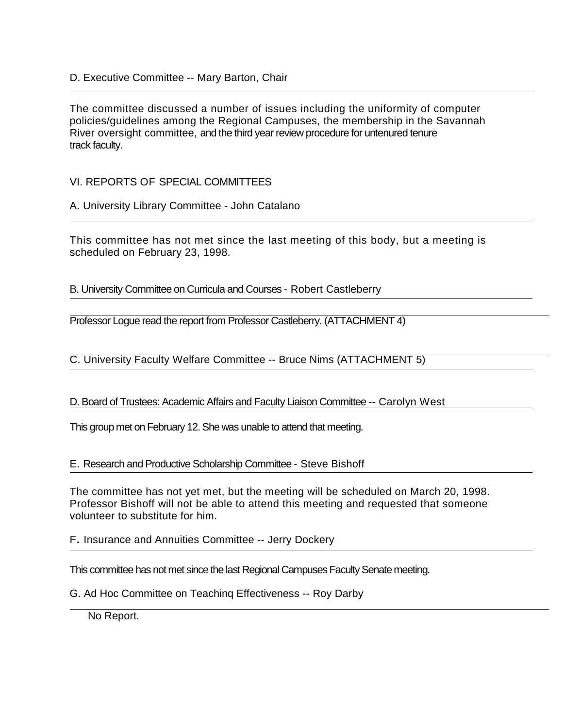D. Executive Committee -- Mary Barton, Chair

The committee discussed a number of issues including the uniformity of computer policies/guidelines among the Regional Campuses, the membership in the Savannah River oversight committee, and the third year review procedure for untenured tenure track faculty.

## VI. REPORTS OF SPECIAL COMMITTEES

A. University Library Committee - John Catalano

This committee has not met since the last meeting of this body, but a meeting is scheduled on February 23, 1998.

B. University Committee on Curricula and Courses - Robert Castleberry

Professor Logue read the report from Professor Castleberry. (ATTACHMENT 4)

C. University Faculty Welfare Committee -- Bruce Nims (ATTACHMENT 5)

D. Board of Trustees: Academic Affairs and Faculty Liaison Committee -- Carolyn West

This group met on February 12. She was unable to attend that meeting.

E. Research and Productive Scholarship Committee - Steve Bishoff

The committee has not yet met, but the meeting will be scheduled on March 20, 1998. Professor Bishoff will not be able to attend this meeting and requested that someone volunteer to substitute for him.

F. Insurance and Annuities Committee -- Jerry Dockery

This committee has not met since the last Regional Campuses Faculty Senate meeting.

G. Ad Hoc Committee on Teachinq Effectiveness -- Roy Darby

No Report.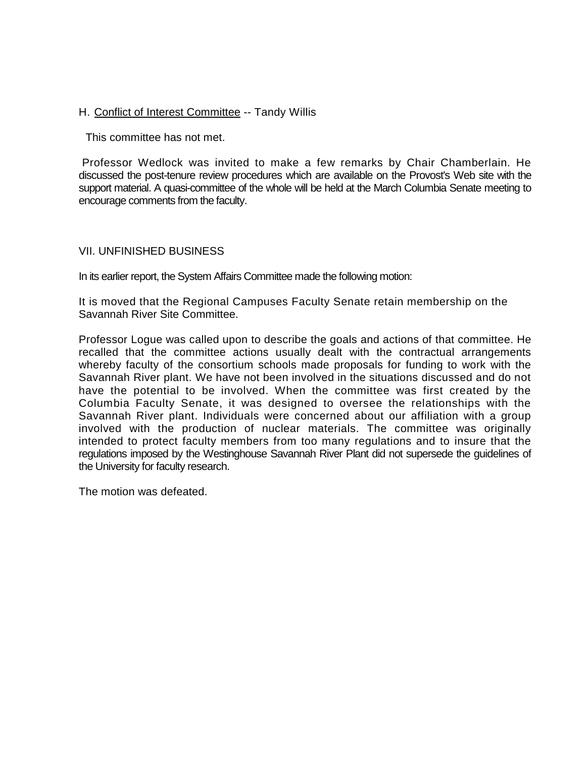H. <u>Conflict of Interest Committee</u> -- Tandy Willis

This committee has not met.

Professor Wedlock was invited to make a few remarks by Chair Chamberlain. He discussed the post-tenure review procedures which are available on the Provost's Web site with the support material. A quasi-committee of the whole will be held at the March Columbia Senate meeting to encourage comments from the faculty.

## VII. UNFINISHED BUSINESS

In its earlier report, the System Affairs Committee made the following motion:

It is moved that the Regional Campuses Faculty Senate retain membership on the Savannah River Site Committee.

Professor Logue was called upon to describe the goals and actions of that committee. He recalled that the committee actions usually dealt with the contractual arrangements whereby faculty of the consortium schools made proposals for funding to work with the Savannah River plant. We have not been involved in the situations discussed and do not have the potential to be involved. When the committee was first created by the Columbia Faculty Senate, it was designed to oversee the relationships with the Savannah River plant. Individuals were concerned about our affiliation with a group involved with the production of nuclear materials. The committee was originally intended to protect faculty members from too many regulations and to insure that the regulations imposed by the Westinghouse Savannah River Plant did not supersede the guidelines of the University for faculty research.

The motion was defeated.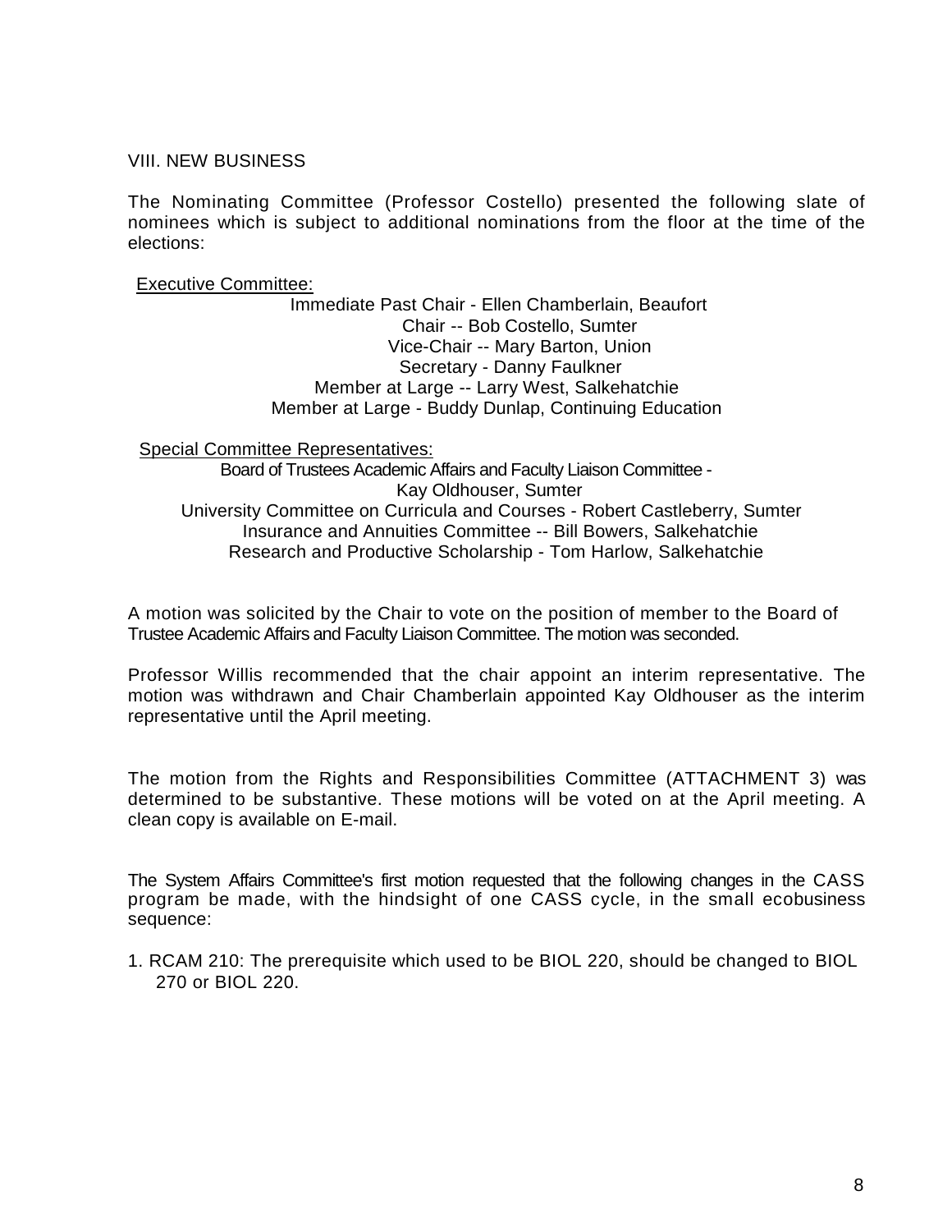VIII. NEW BUSINESS

The Nominating Committee (Professor Costello) presented the following slate of nominees which is subject to additional nominations from the floor at the time of the elections:

<u>Executive Committee:</u>

Immediate Past Chair - Ellen Chamberlain, Beaufort
Chair -- Bob Costello, Sumter
Vice-Chair -- Mary Barton, Union
Secretary - Danny Faulkner
Member at Large -- Larry West, Salkehatchie
Member at Large - Buddy Dunlap, Continuing Education

<u>Special Committee Representatives:</u>

Board of Trustees Academic Affairs and Faculty Liaison Committee - Kay Oldhouser, Sumter
University Committee on Curricula and Courses - Robert Castleberry, Sumter
Insurance and Annuities Committee -- Bill Bowers, Salkehatchie
Research and Productive Scholarship - Tom Harlow, Salkehatchie

A motion was solicited by the Chair to vote on the position of member to the Board of Trustee Academic Affairs and Faculty Liaison Committee. The motion was seconded.

Professor Willis recommended that the chair appoint an interim representative. The motion was withdrawn and Chair Chamberlain appointed Kay Oldhouser as the interim representative until the April meeting.

The motion from the Rights and Responsibilities Committee (ATTACHMENT 3) was determined to be substantive. These motions will be voted on at the April meeting. A clean copy is available on E-mail.

The System Affairs Committee's first motion requested that the following changes in the CASS program be made, with the hindsight of one CASS cycle, in the small ecobusiness sequence:

1. RCAM 210: The prerequisite which used to be BIOL 220, should be changed to BIOL 270 or BIOL 220.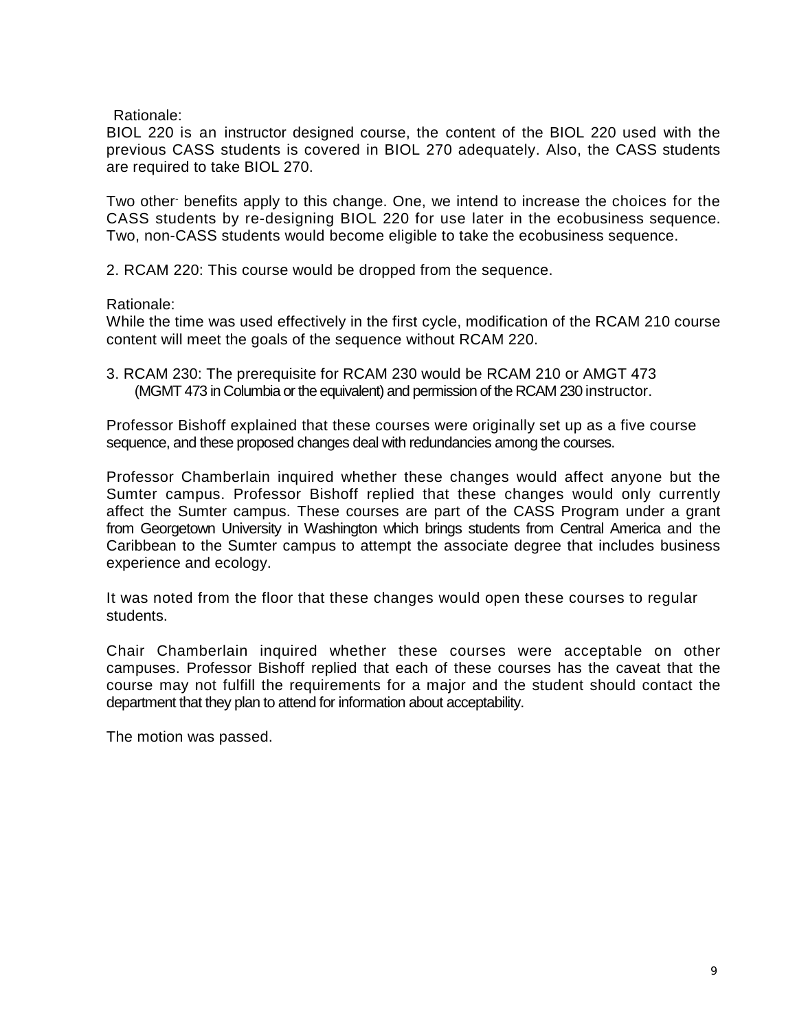Rationale:
BIOL 220 is an instructor designed course, the content of the BIOL 220 used with the previous CASS students is covered in BIOL 270 adequately. Also, the CASS students are required to take BIOL 270.

Two other benefits apply to this change. One, we intend to increase the choices for the CASS students by re-designing BIOL 220 for use later in the ecobusiness sequence. Two, non-CASS students would become eligible to take the ecobusiness sequence.

2. RCAM 220: This course would be dropped from the sequence.

Rationale:
While the time was used effectively in the first cycle, modification of the RCAM 210 course content will meet the goals of the sequence without RCAM 220.

3. RCAM 230: The prerequisite for RCAM 230 would be RCAM 210 or AMGT 473 (MGMT 473 in Columbia or the equivalent) and permission of the RCAM 230 instructor.

Professor Bishoff explained that these courses were originally set up as a five course sequence, and these proposed changes deal with redundancies among the courses.

Professor Chamberlain inquired whether these changes would affect anyone but the Sumter campus. Professor Bishoff replied that these changes would only currently affect the Sumter campus. These courses are part of the CASS Program under a grant from Georgetown University in Washington which brings students from Central America and the Caribbean to the Sumter campus to attempt the associate degree that includes business experience and ecology.

It was noted from the floor that these changes would open these courses to regular students.

Chair Chamberlain inquired whether these courses were acceptable on other campuses. Professor Bishoff replied that each of these courses has the caveat that the course may not fulfill the requirements for a major and the student should contact the department that they plan to attend for information about acceptability.

The motion was passed.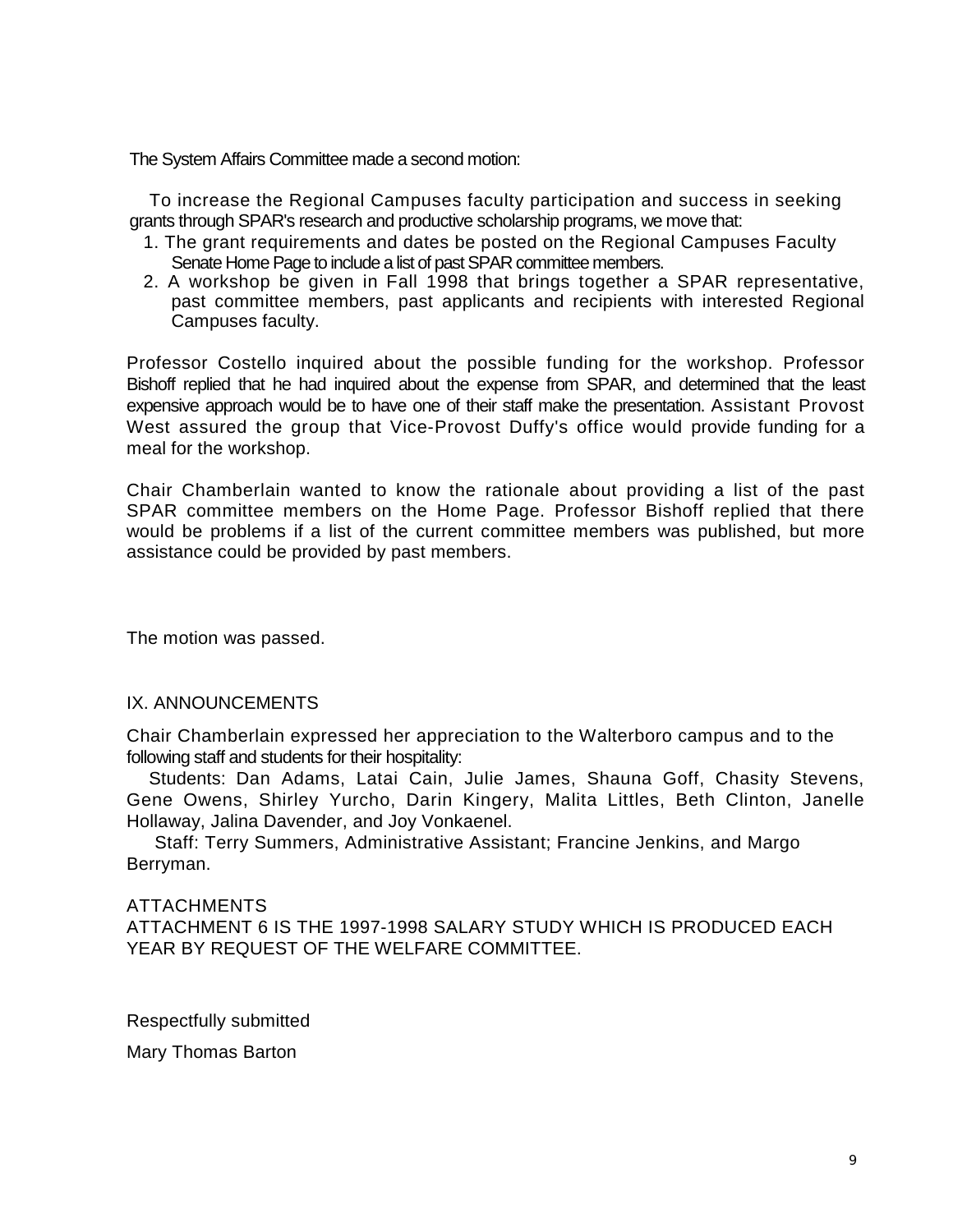The System Affairs Committee made a second motion:

To increase the Regional Campuses faculty participation and success in seeking grants through SPAR's research and productive scholarship programs, we move that:

1. The grant requirements and dates be posted on the Regional Campuses Faculty Senate Home Page to include a list of past SPAR committee members.
2. A workshop be given in Fall 1998 that brings together a SPAR representative, past committee members, past applicants and recipients with interested Regional Campuses faculty.

Professor Costello inquired about the possible funding for the workshop. Professor Bishoff replied that he had inquired about the expense from SPAR, and determined that the least expensive approach would be to have one of their staff make the presentation. Assistant Provost West assured the group that Vice-Provost Duffy's office would provide funding for a meal for the workshop.

Chair Chamberlain wanted to know the rationale about providing a list of the past SPAR committee members on the Home Page. Professor Bishoff replied that there would be problems if a list of the current committee members was published, but more assistance could be provided by past members.

The motion was passed.

## IX. ANNOUNCEMENTS

Chair Chamberlain expressed her appreciation to the Walterboro campus and to the following staff and students for their hospitality:

Students: Dan Adams, Latai Cain, Julie James, Shauna Goff, Chasity Stevens, Gene Owens, Shirley Yurcho, Darin Kingery, Malita Littles, Beth Clinton, Janelle Hollaway, Jalina Davender, and Joy Vonkaenel.

Staff: Terry Summers, Administrative Assistant; Francine Jenkins, and Margo Berryman.

ATTACHMENTS

ATTACHMENT 6 IS THE 1997-1998 SALARY STUDY WHICH IS PRODUCED EACH YEAR BY REQUEST OF THE WELFARE COMMITTEE.

Respectfully submitted

Mary Thomas Barton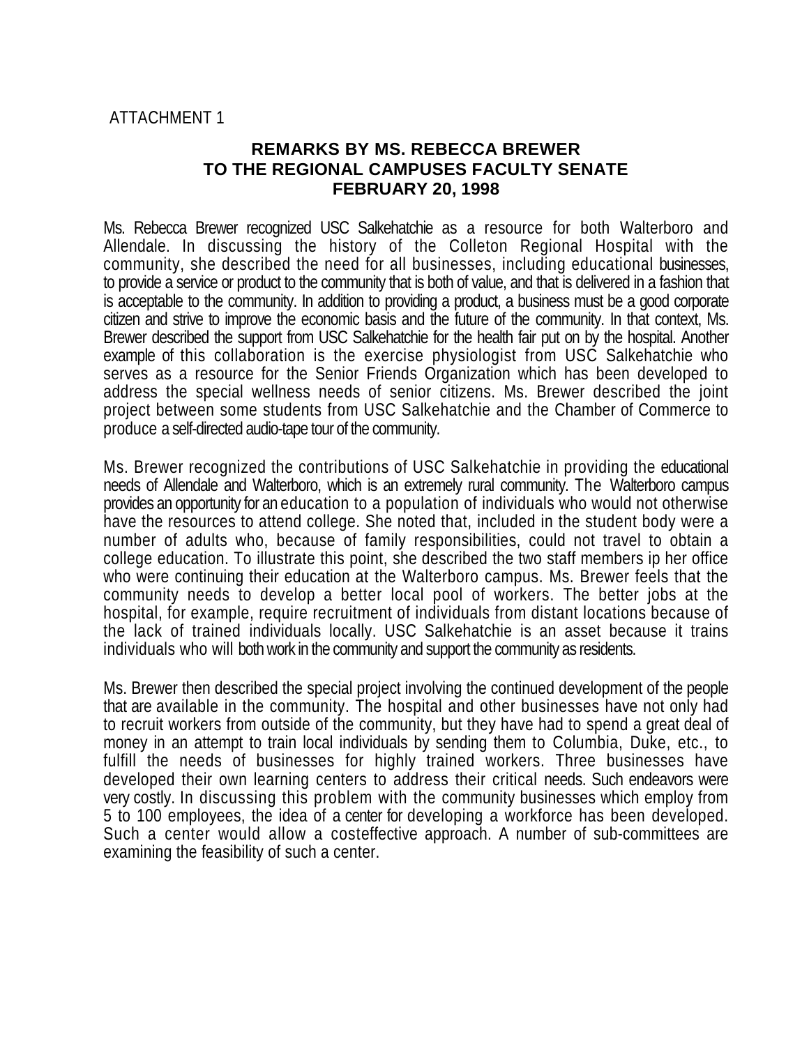ATTACHMENT 1

## REMARKS BY MS. REBECCA BREWER TO THE REGIONAL CAMPUSES FACULTY SENATE FEBRUARY 20, 1998

Ms. Rebecca Brewer recognized USC Salkehatchie as a resource for both Walterboro and Allendale. In discussing the history of the Colleton Regional Hospital with the community, she described the need for all businesses, including educational businesses, to provide a service or product to the community that is both of value, and that is delivered in a fashion that is acceptable to the community. In addition to providing a product, a business must be a good corporate citizen and strive to improve the economic basis and the future of the community. In that context, Ms. Brewer described the support from USC Salkehatchie for the health fair put on by the hospital. Another example of this collaboration is the exercise physiologist from USC Salkehatchie who serves as a resource for the Senior Friends Organization which has been developed to address the special wellness needs of senior citizens. Ms. Brewer described the joint project between some students from USC Salkehatchie and the Chamber of Commerce to produce a self-directed audio-tape tour of the community.

Ms. Brewer recognized the contributions of USC Salkehatchie in providing the educational needs of Allendale and Walterboro, which is an extremely rural community. The Walterboro campus provides an opportunity for an education to a population of individuals who would not otherwise have the resources to attend college. She noted that, included in the student body were a number of adults who, because of family responsibilities, could not travel to obtain a college education. To illustrate this point, she described the two staff members ip her office who were continuing their education at the Walterboro campus. Ms. Brewer feels that the community needs to develop a better local pool of workers. The better jobs at the hospital, for example, require recruitment of individuals from distant locations because of the lack of trained individuals locally. USC Salkehatchie is an asset because it trains individuals who will both work in the community and support the community as residents.

Ms. Brewer then described the special project involving the continued development of the people that are available in the community. The hospital and other businesses have not only had to recruit workers from outside of the community, but they have had to spend a great deal of money in an attempt to train local individuals by sending them to Columbia, Duke, etc., to fulfill the needs of businesses for highly trained workers. Three businesses have developed their own learning centers to address their critical needs. Such endeavors were very costly. In discussing this problem with the community businesses which employ from 5 to 100 employees, the idea of a center for developing a workforce has been developed. Such a center would allow a costeffective approach. A number of sub-committees are examining the feasibility of such a center.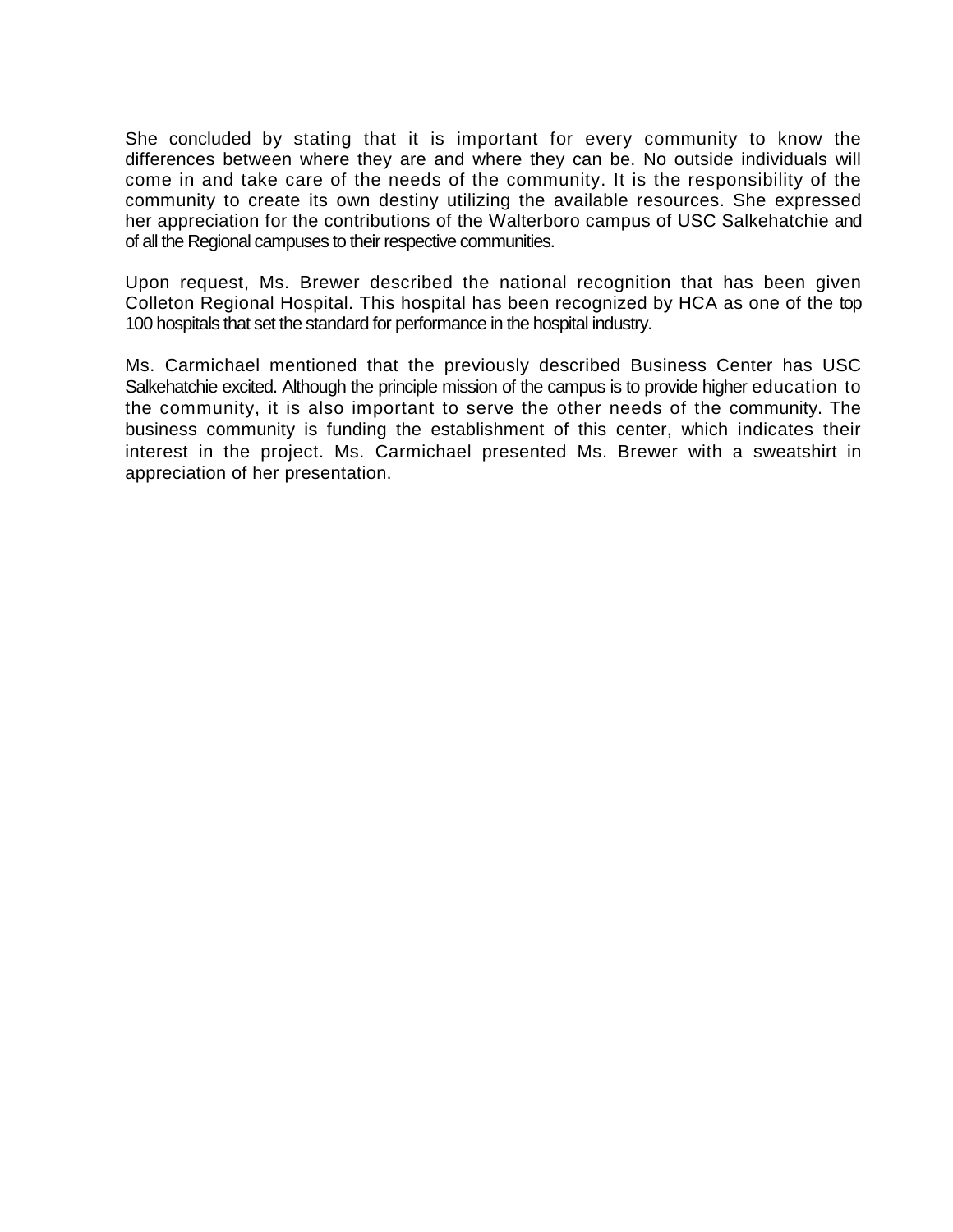She concluded by stating that it is important for every community to know the differences between where they are and where they can be. No outside individuals will come in and take care of the needs of the community. It is the responsibility of the community to create its own destiny utilizing the available resources. She expressed her appreciation for the contributions of the Walterboro campus of USC Salkehatchie and of all the Regional campuses to their respective communities.

Upon request, Ms. Brewer described the national recognition that has been given Colleton Regional Hospital. This hospital has been recognized by HCA as one of the top 100 hospitals that set the standard for performance in the hospital industry.

Ms. Carmichael mentioned that the previously described Business Center has USC Salkehatchie excited. Although the principle mission of the campus is to provide higher education to the community, it is also important to serve the other needs of the community. The business community is funding the establishment of this center, which indicates their interest in the project. Ms. Carmichael presented Ms. Brewer with a sweatshirt in appreciation of her presentation.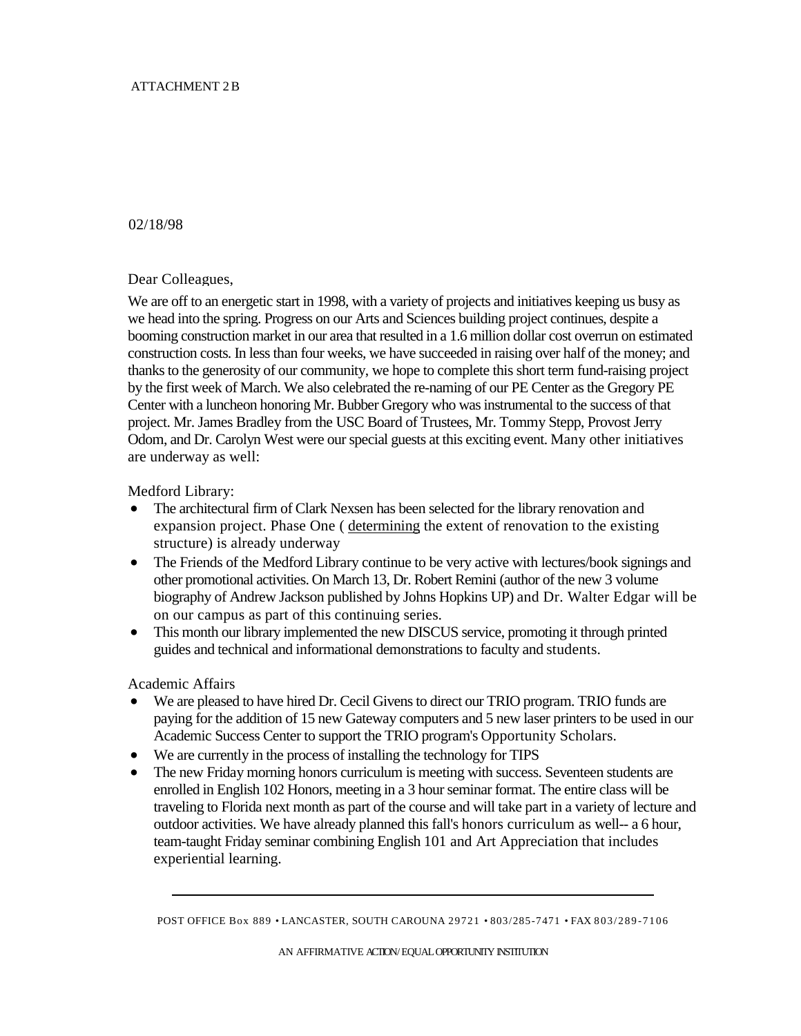ATTACHMENT 2 B

02/18/98

Dear Colleagues,

We are off to an energetic start in 1998, with a variety of projects and initiatives keeping us busy as we head into the spring. Progress on our Arts and Sciences building project continues, despite a booming construction market in our area that resulted in a 1.6 million dollar cost overrun on estimated construction costs. In less than four weeks, we have succeeded in raising over half of the money; and thanks to the generosity of our community, we hope to complete this short term fund-raising project by the first week of March. We also celebrated the re-naming of our PE Center as the Gregory PE Center with a luncheon honoring Mr. Bubber Gregory who was instrumental to the success of that project. Mr. James Bradley from the USC Board of Trustees, Mr. Tommy Stepp, Provost Jerry Odom, and Dr. Carolyn West were our special guests at this exciting event. Many other initiatives are underway as well:

Medford Library:

- The architectural firm of Clark Nexsen has been selected for the library renovation and expansion project. Phase One ( determining the extent of renovation to the existing structure) is already underway
- The Friends of the Medford Library continue to be very active with lectures/book signings and other promotional activities. On March 13, Dr. Robert Remini (author of the new 3 volume biography of Andrew Jackson published by Johns Hopkins UP) and Dr. Walter Edgar will be on our campus as part of this continuing series.
- This month our library implemented the new DISCUS service, promoting it through printed guides and technical and informational demonstrations to faculty and students.

Academic Affairs

- We are pleased to have hired Dr. Cecil Givens to direct our TRIO program. TRIO funds are paying for the addition of 15 new Gateway computers and 5 new laser printers to be used in our Academic Success Center to support the TRIO program's Opportunity Scholars.
- We are currently in the process of installing the technology for TIPS
- The new Friday morning honors curriculum is meeting with success. Seventeen students are enrolled in English 102 Honors, meeting in a 3 hour seminar format. The entire class will be traveling to Florida next month as part of the course and will take part in a variety of lecture and outdoor activities. We have already planned this fall's honors curriculum as well-- a 6 hour, team-taught Friday seminar combining English 101 and Art Appreciation that includes experiential learning.

POST OFFICE Box 889 • LANCASTER, SOUTH CAROUNA 29721 • 803/285-7471 • FAX 803/289-7106

AN AFFIRMATIVE ACTION/EQUAL OPPORTUNITY INSTITUTION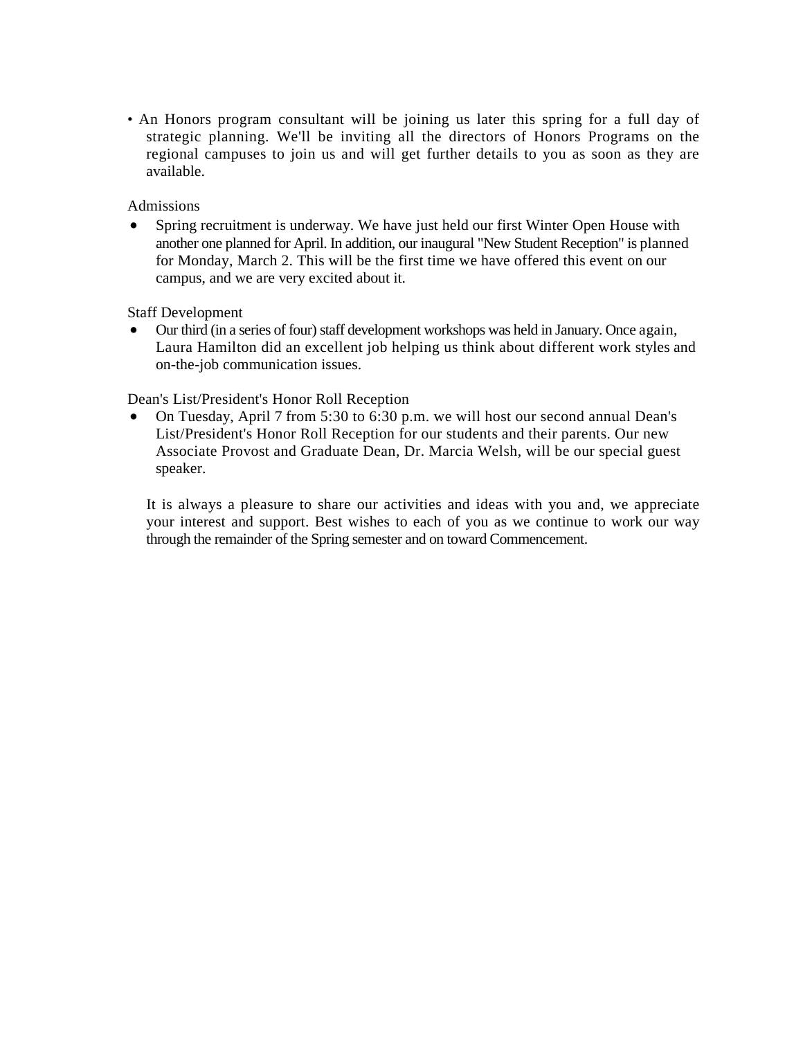- An Honors program consultant will be joining us later this spring for a full day of strategic planning. We'll be inviting all the directors of Honors Programs on the regional campuses to join us and will get further details to you as soon as they are available.

Admissions

- Spring recruitment is underway. We have just held our first Winter Open House with another one planned for April. In addition, our inaugural "New Student Reception" is planned for Monday, March 2. This will be the first time we have offered this event on our campus, and we are very excited about it.

Staff Development

- Our third (in a series of four) staff development workshops was held in January. Once again, Laura Hamilton did an excellent job helping us think about different work styles and on-the-job communication issues.

Dean's List/President's Honor Roll Reception

- On Tuesday, April 7 from 5:30 to 6:30 p.m. we will host our second annual Dean's List/President's Honor Roll Reception for our students and their parents. Our new Associate Provost and Graduate Dean, Dr. Marcia Welsh, will be our special guest speaker.

It is always a pleasure to share our activities and ideas with you and, we appreciate your interest and support. Best wishes to each of you as we continue to work our way through the remainder of the Spring semester and on toward Commencement.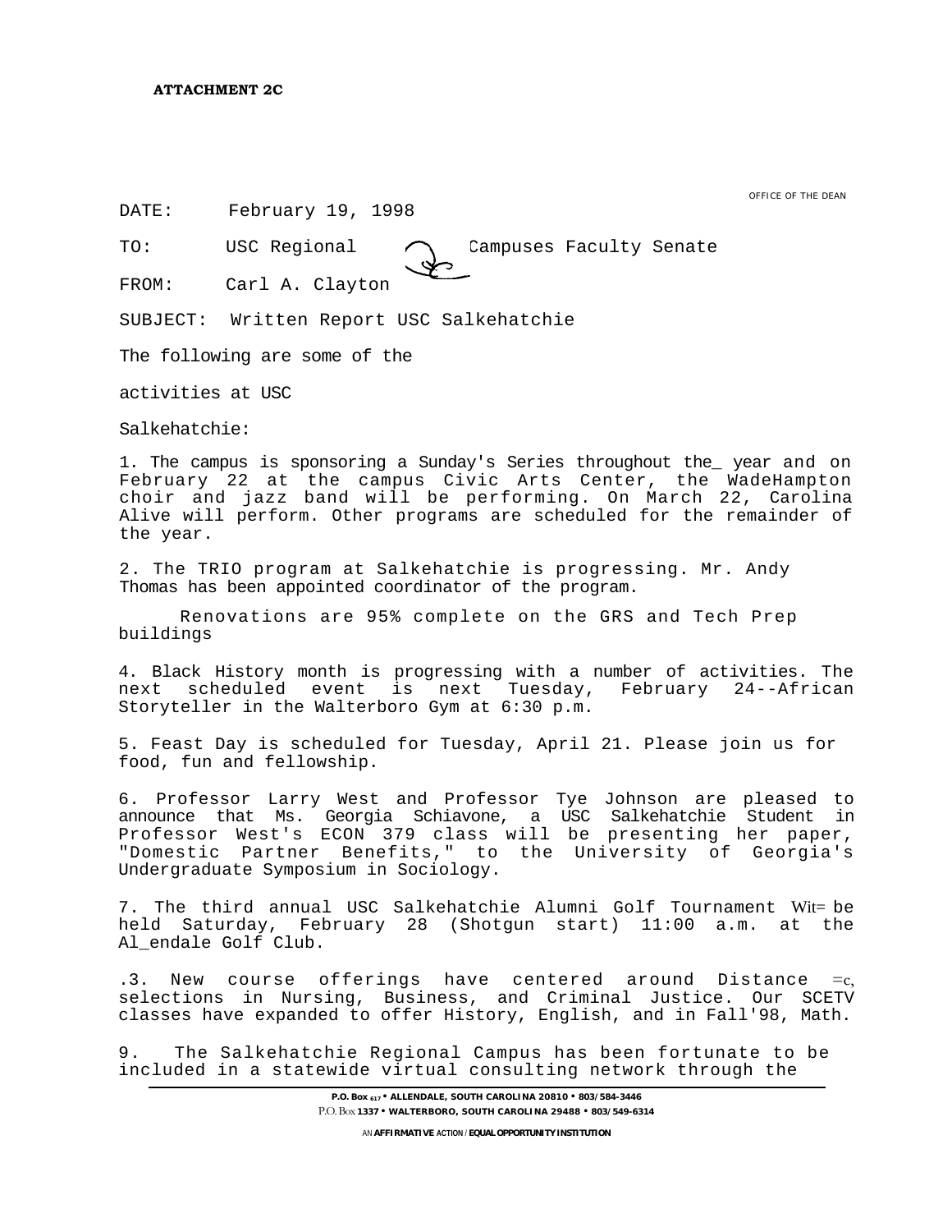**ATTACHMENT 2C**

OFFICE OF THE DEAN

DATE: February 19, 1998

TO: USC Regional Campuses Faculty Senate

FROM: Carl A. Clayton

SUBJECT: Written Report USC Salkehatchie

The following are some of the activities at USC Salkehatchie:

1. The campus is sponsoring a Sunday's Series throughout the_ year and on February 22 at the campus Civic Arts Center, the WadeHampton choir and jazz band will be performing. On March 22, Carolina Alive will perform. Other programs are scheduled for the remainder of the year.

2. The TRIO program at Salkehatchie is progressing. Mr. Andy Thomas has been appointed coordinator of the program.

Renovations are 95% complete on the GRS and Tech Prep buildings

4. Black History month is progressing with a number of activities. The next scheduled event is next Tuesday, February 24--African Storyteller in the Walterboro Gym at 6:30 p.m.

5. Feast Day is scheduled for Tuesday, April 21. Please join us for food, fun and fellowship.

6. Professor Larry West and Professor Tye Johnson are pleased to announce that Ms. Georgia Schiavone, a USC Salkehatchie Student in Professor West's ECON 379 class will be presenting her paper, "Domestic Partner Benefits," to the University of Georgia's Undergraduate Symposium in Sociology.

7. The third annual USC Salkehatchie Alumni Golf Tournament Wit= be held Saturday, February 28 (Shotgun start) 11:00 a.m. at the Al_endale Golf Club.

.3. New course offerings have centered around Distance =c, selections in Nursing, Business, and Criminal Justice. Our SCETV classes have expanded to offer History, English, and in Fall'98, Math.

9. The Salkehatchie Regional Campus has been fortunate to be included in a statewide virtual consulting network through the

P.O. Box 617 • ALLENDALE, SOUTH CAROLINA 20810 • 803/584-3446
P.O. Box 1337 • WALTERBORO, SOUTH CAROLINA 29488 • 803/549-6314

AN AFFIRMATIVE ACTION / EQUAL OPPORTUNITY INSTITUTION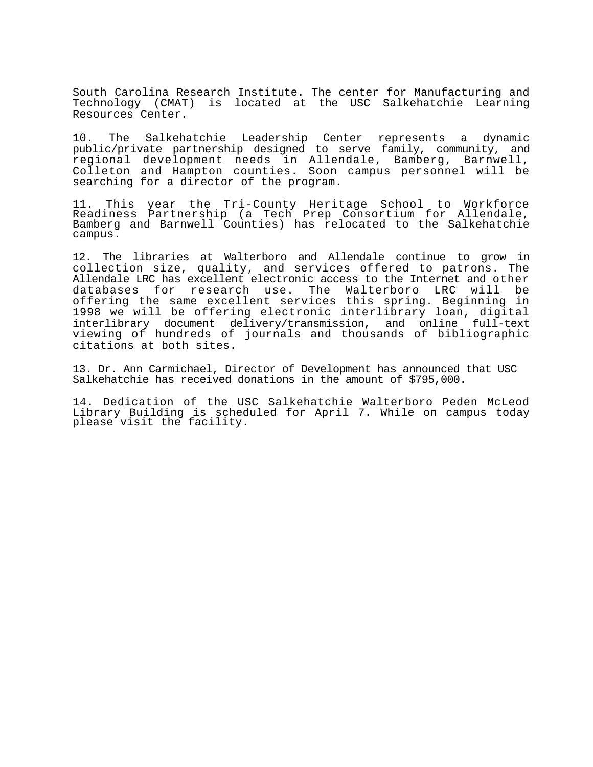South Carolina Research Institute. The center for Manufacturing and Technology (CMAT) is located at the USC Salkehatchie Learning Resources Center.

10. The Salkehatchie Leadership Center represents a dynamic public/private partnership designed to serve family, community, and regional development needs in Allendale, Bamberg, Barnwell, Colleton and Hampton counties. Soon campus personnel will be searching for a director of the program.

11. This year the Tri-County Heritage School to Workforce Readiness Partnership (a Tech Prep Consortium for Allendale, Bamberg and Barnwell Counties) has relocated to the Salkehatchie campus.

12. The libraries at Walterboro and Allendale continue to grow in collection size, quality, and services offered to patrons. The Allendale LRC has excellent electronic access to the Internet and other databases for research use. The Walterboro LRC will be offering the same excellent services this spring. Beginning in 1998 we will be offering electronic interlibrary loan, digital interlibrary document delivery/transmission, and online full-text viewing of hundreds of journals and thousands of bibliographic citations at both sites.

13. Dr. Ann Carmichael, Director of Development has announced that USC Salkehatchie has received donations in the amount of $795,000.

14. Dedication of the USC Salkehatchie Walterboro Peden McLeod Library Building is scheduled for April 7. While on campus today please visit the facility.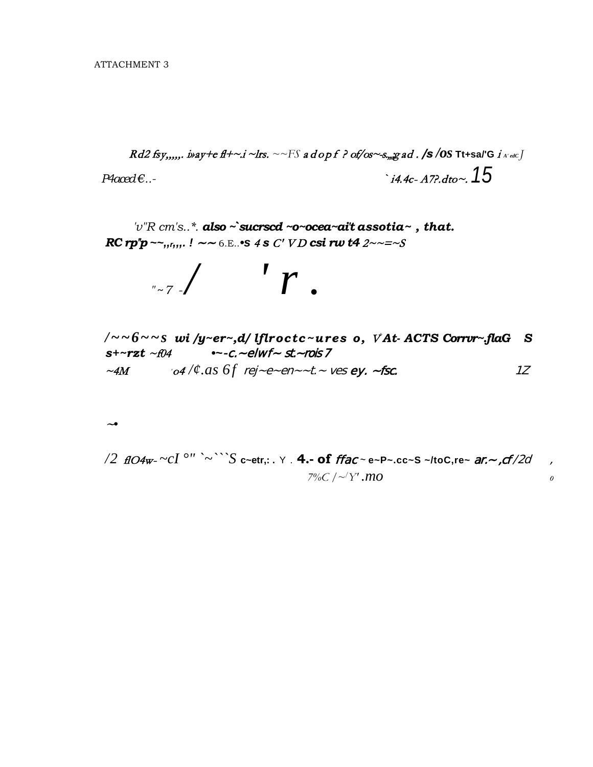ATTACHMENT 3

*Rd2 fsy,,,,,. i»ay+e fl+~.i ~lrs. ~~FS a d o p f ? of/os~-s,,,;g a d .* **/s /0S** Tt+sa/'G *i* A' edC *J*

*P4aced €..-* *` i4.4c- A7?.dto~.* 15

*'v"R cm's..\*.* ***also ~`sucrscd ~o~ocea~ai't assotia~ , that.***
***RC rp"p ~~,,r,,,. ! ~~*** 6.E..•s *4* ***s*** *C' VD* ***csi rw t4*** *2~~=~S*

*"~7 -/* *' r .*

***/~~6~~s wi /y~er~,d/ lflroctc~ures o,*** *V* ***At- ACTS Corrvr~.flaG S***
***s+~rzt*** *~f04* *•~-c.~e/wf~ st.~rois 7*
*~4M* *'o4 /¢.as 6f rej~e~en~~t.~ ves* ***ey. ~fsc.*** *1Z*

~•

*/2 flO4w- ~cI °" `~```S* c~etr,: . Y . **4.- of** *ffac* ~ e~P~.cc~S ~/toC,re~ *ar.~ ,cf /2d ,*
*7%C /~'Y' .mo* *0*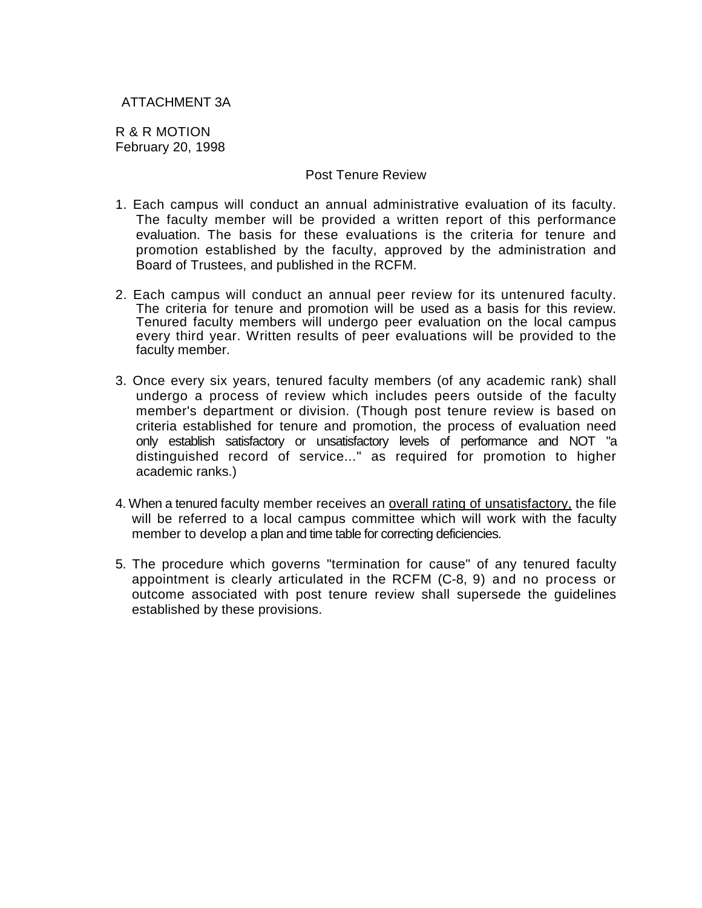ATTACHMENT 3A

R & R MOTION
February 20, 1998

## Post Tenure Review

1. Each campus will conduct an annual administrative evaluation of its faculty. The faculty member will be provided a written report of this performance evaluation. The basis for these evaluations is the criteria for tenure and promotion established by the faculty, approved by the administration and Board of Trustees, and published in the RCFM.

2. Each campus will conduct an annual peer review for its untenured faculty. The criteria for tenure and promotion will be used as a basis for this review. Tenured faculty members will undergo peer evaluation on the local campus every third year. Written results of peer evaluations will be provided to the faculty member.

3. Once every six years, tenured faculty members (of any academic rank) shall undergo a process of review which includes peers outside of the faculty member's department or division. (Though post tenure review is based on criteria established for tenure and promotion, the process of evaluation need only establish satisfactory or unsatisfactory levels of performance and NOT "a distinguished record of service..." as required for promotion to higher academic ranks.)

4. When a tenured faculty member receives an <u>overall rating of unsatisfactory,</u> the file will be referred to a local campus committee which will work with the faculty member to develop a plan and time table for correcting deficiencies.

5. The procedure which governs "termination for cause" of any tenured faculty appointment is clearly articulated in the RCFM (C-8, 9) and no process or outcome associated with post tenure review shall supersede the guidelines established by these provisions.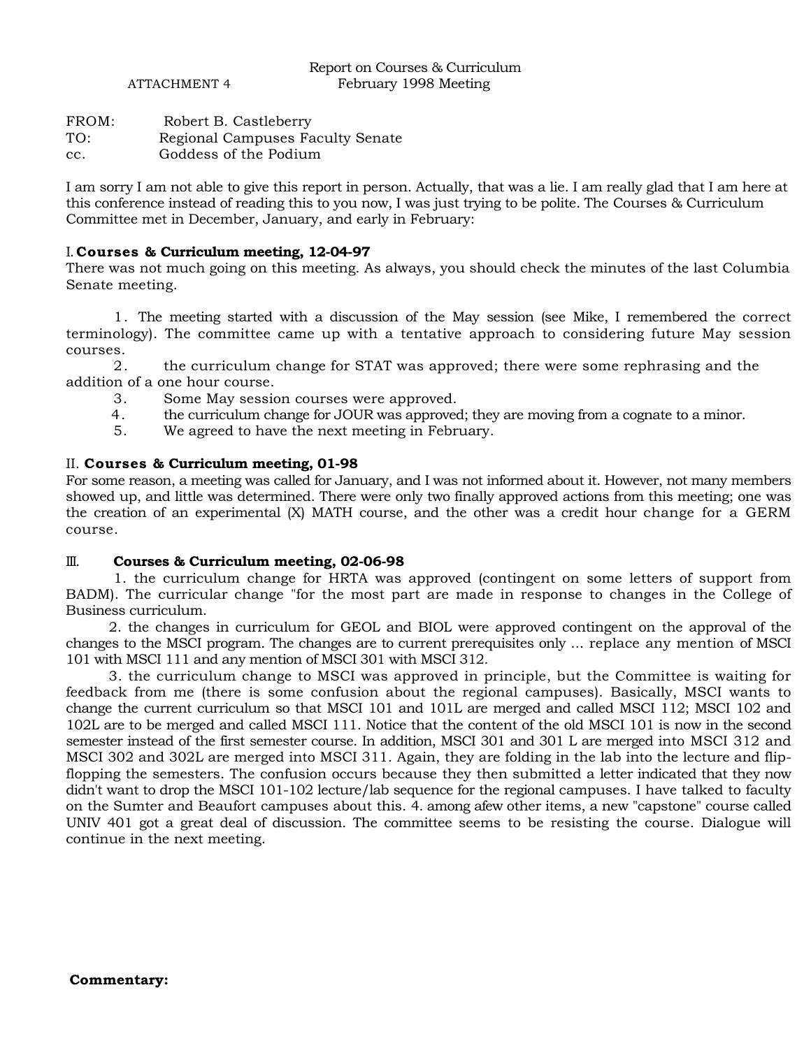ATTACHMENT 4

Report on Courses & Curriculum
February 1998 Meeting

FROM: Robert B. Castleberry
TO: Regional Campuses Faculty Senate
cc. Goddess of the Podium

I am sorry I am not able to give this report in person. Actually, that was a lie. I am really glad that I am here at this conference instead of reading this to you now, I was just trying to be polite. The Courses & Curriculum Committee met in December, January, and early in February:

## I. Courses & Curriculum meeting, 12-04-97

There was not much going on this meeting. As always, you should check the minutes of the last Columbia Senate meeting.

1. The meeting started with a discussion of the May session (see Mike, I remembered the correct terminology). The committee came up with a tentative approach to considering future May session courses.
2. the curriculum change for STAT was approved; there were some rephrasing and the addition of a one hour course.
3. Some May session courses were approved.
4. the curriculum change for JOUR was approved; they are moving from a cognate to a minor.
5. We agreed to have the next meeting in February.

## II. Courses & Curriculum meeting, 01-98

For some reason, a meeting was called for January, and I was not informed about it. However, not many members showed up, and little was determined. There were only two finally approved actions from this meeting; one was the creation of an experimental (X) MATH course, and the other was a credit hour change for a GERM course.

## III. Courses & Curriculum meeting, 02-06-98

1. the curriculum change for HRTA was approved (contingent on some letters of support from BADM). The curricular change "for the most part are made in response to changes in the College of Business curriculum.
2. the changes in curriculum for GEOL and BIOL were approved contingent on the approval of the changes to the MSCI program. The changes are to current prerequisites only ... replace any mention of MSCI 101 with MSCI 111 and any mention of MSCI 301 with MSCI 312.
3. the curriculum change to MSCI was approved in principle, but the Committee is waiting for feedback from me (there is some confusion about the regional campuses). Basically, MSCI wants to change the current curriculum so that MSCI 101 and 101L are merged and called MSCI 112; MSCI 102 and 102L are to be merged and called MSCI 111. Notice that the content of the old MSCI 101 is now in the second semester instead of the first semester course. In addition, MSCI 301 and 301 L are merged into MSCI 312 and MSCI 302 and 302L are merged into MSCI 311. Again, they are folding in the lab into the lecture and flip-flopping the semesters. The confusion occurs because they then submitted a letter indicated that they now didn't want to drop the MSCI 101-102 lecture/lab sequence for the regional campuses. I have talked to faculty on the Sumter and Beaufort campuses about this. 4. among afew other items, a new "capstone" course called UNIV 401 got a great deal of discussion. The committee seems to be resisting the course. Dialogue will continue in the next meeting.

**Commentary:**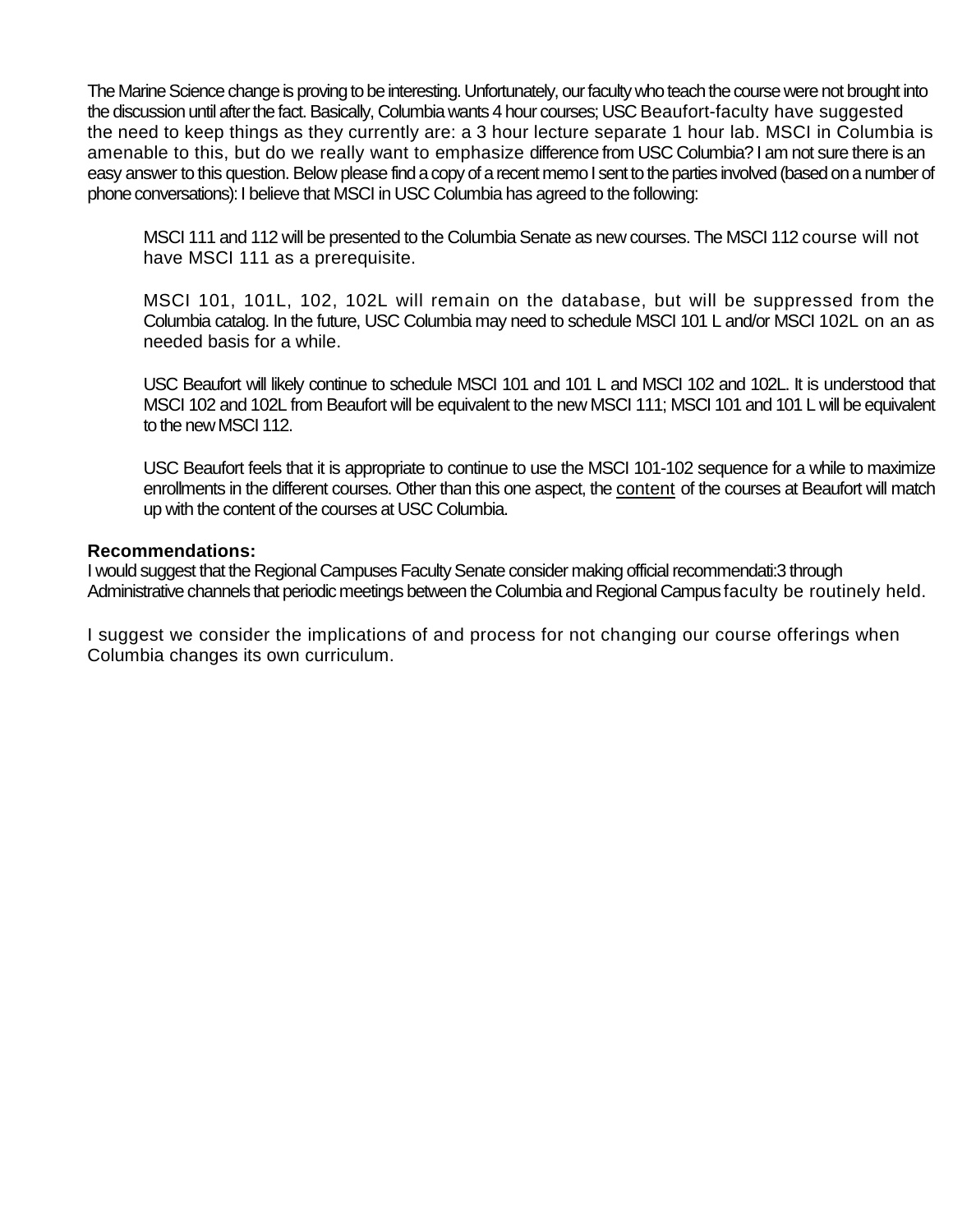The Marine Science change is proving to be interesting. Unfortunately, our faculty who teach the course were not brought into the discussion until after the fact. Basically, Columbia wants 4 hour courses; USC Beaufort-faculty have suggested the need to keep things as they currently are: a 3 hour lecture separate 1 hour lab. MSCI in Columbia is amenable to this, but do we really want to emphasize difference from USC Columbia? I am not sure there is an easy answer to this question. Below please find a copy of a recent memo I sent to the parties involved (based on a number of phone conversations): I believe that MSCI in USC Columbia has agreed to the following:

> MSCI 111 and 112 will be presented to the Columbia Senate as new courses. The MSCI 112 course will not have MSCI 111 as a prerequisite.
>
> MSCI 101, 101L, 102, 102L will remain on the database, but will be suppressed from the Columbia catalog. In the future, USC Columbia may need to schedule MSCI 101 L and/or MSCI 102L on an as needed basis for a while.
>
> USC Beaufort will likely continue to schedule MSCI 101 and 101 L and MSCI 102 and 102L. It is understood that MSCI 102 and 102L from Beaufort will be equivalent to the new MSCI 111; MSCI 101 and 101 L will be equivalent to the new MSCI 112.
>
> USC Beaufort feels that it is appropriate to continue to use the MSCI 101-102 sequence for a while to maximize enrollments in the different courses. Other than this one aspect, the content of the courses at Beaufort will match up with the content of the courses at USC Columbia.

**Recommendations:**

I would suggest that the Regional Campuses Faculty Senate consider making official recommendati:3 through Administrative channels that periodic meetings between the Columbia and Regional Campus faculty be routinely held.

I suggest we consider the implications of and process for not changing our course offerings when Columbia changes its own curriculum.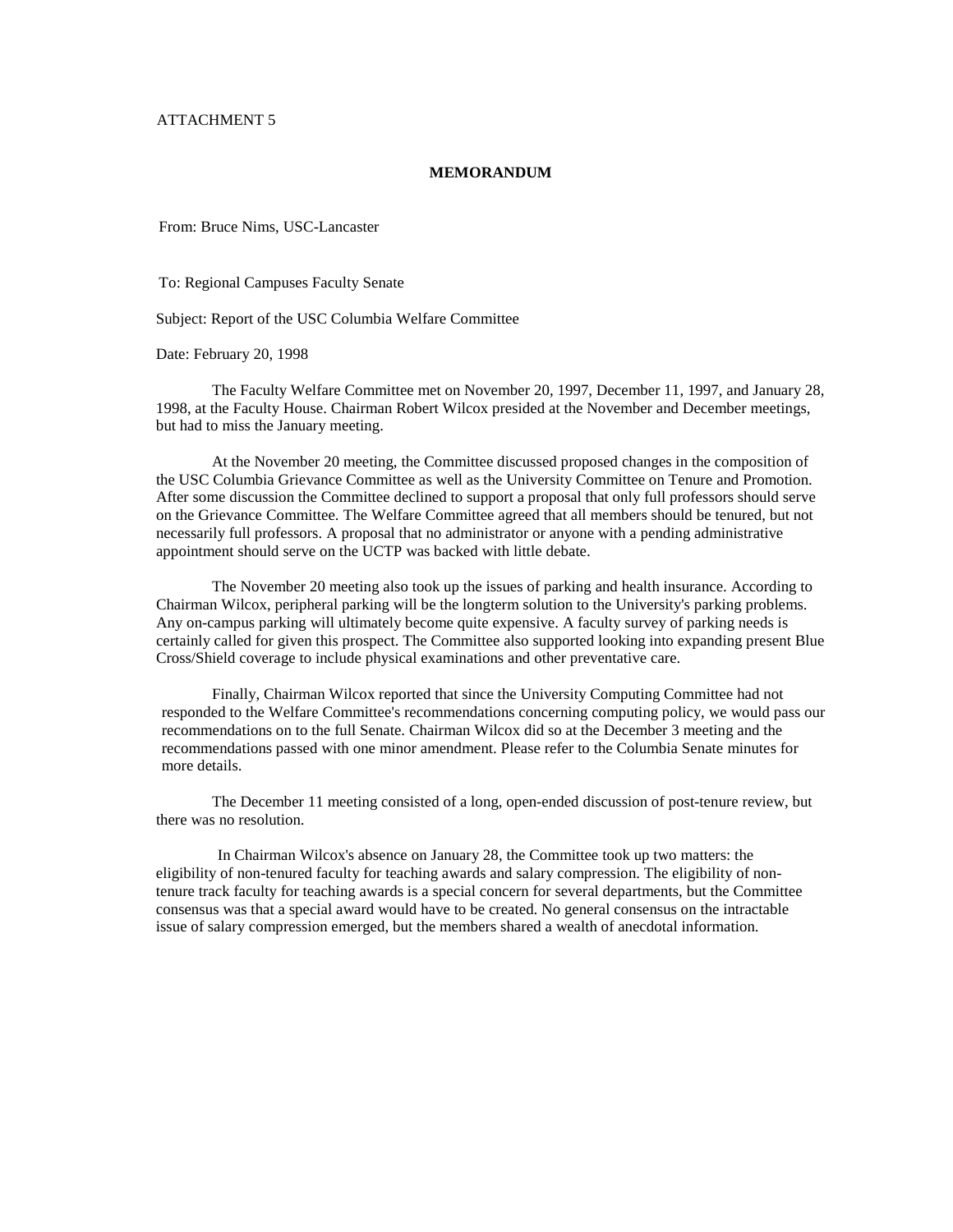ATTACHMENT 5

**MEMORANDUM**

From: Bruce Nims, USC-Lancaster

To: Regional Campuses Faculty Senate

Subject: Report of the USC Columbia Welfare Committee

Date: February 20, 1998

The Faculty Welfare Committee met on November 20, 1997, December 11, 1997, and January 28, 1998, at the Faculty House. Chairman Robert Wilcox presided at the November and December meetings, but had to miss the January meeting.

At the November 20 meeting, the Committee discussed proposed changes in the composition of the USC Columbia Grievance Committee as well as the University Committee on Tenure and Promotion. After some discussion the Committee declined to support a proposal that only full professors should serve on the Grievance Committee. The Welfare Committee agreed that all members should be tenured, but not necessarily full professors. A proposal that no administrator or anyone with a pending administrative appointment should serve on the UCTP was backed with little debate.

The November 20 meeting also took up the issues of parking and health insurance. According to Chairman Wilcox, peripheral parking will be the longterm solution to the University's parking problems. Any on-campus parking will ultimately become quite expensive. A faculty survey of parking needs is certainly called for given this prospect. The Committee also supported looking into expanding present Blue Cross/Shield coverage to include physical examinations and other preventative care.

Finally, Chairman Wilcox reported that since the University Computing Committee had not responded to the Welfare Committee's recommendations concerning computing policy, we would pass our recommendations on to the full Senate. Chairman Wilcox did so at the December 3 meeting and the recommendations passed with one minor amendment. Please refer to the Columbia Senate minutes for more details.

The December 11 meeting consisted of a long, open-ended discussion of post-tenure review, but there was no resolution.

In Chairman Wilcox's absence on January 28, the Committee took up two matters: the eligibility of non-tenured faculty for teaching awards and salary compression. The eligibility of non-tenure track faculty for teaching awards is a special concern for several departments, but the Committee consensus was that a special award would have to be created. No general consensus on the intractable issue of salary compression emerged, but the members shared a wealth of anecdotal information.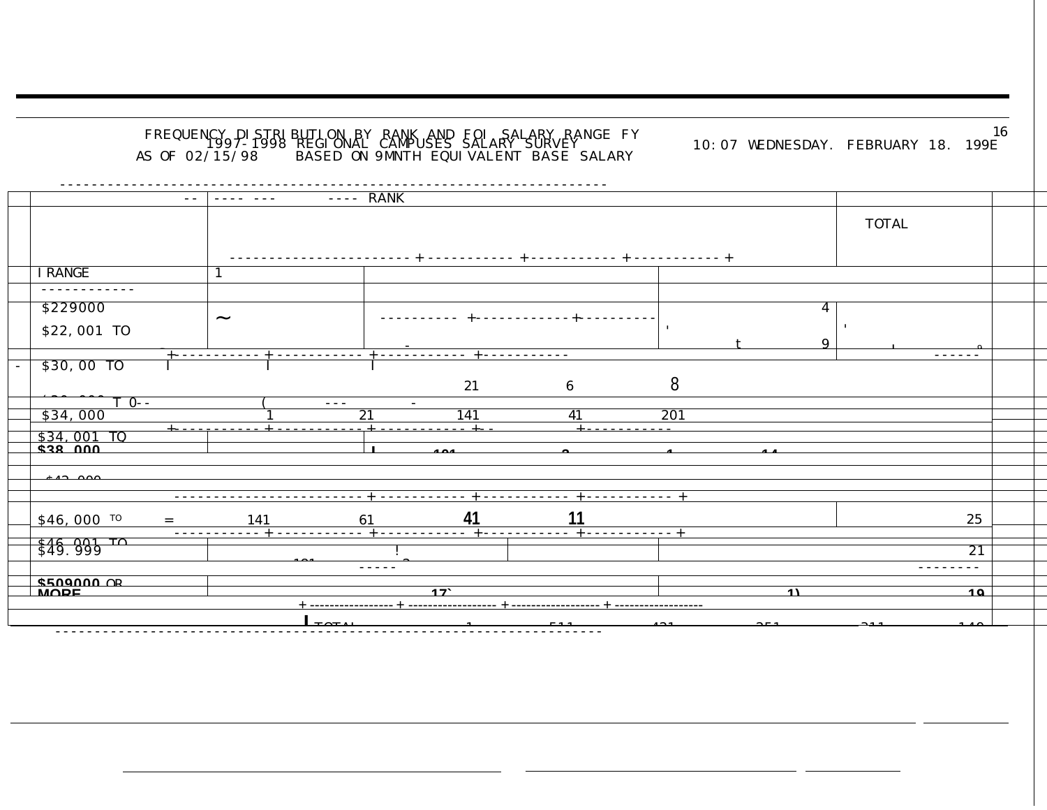FREQUENCY DISTRIBUTION BY RANK AND FOI SALARY RANGE FY 1997-1998 REGIONAL CAMPUSES SALARY SURVEY
AS OF 02/15/98 BASED ON 9MNTH EQUIVALENT BASE SALARY

10:07 WEDNESDAY. FEBRUARY 18. 199E

| RANGE | RANK | | | | | TOTAL |
|---|---|---|---|---|---|---|
| $229000 | ~ | | | | | 4 |
| $22,001 TO | | | | | t | 9 |
| $30,00 TO | | | 21 | 6 | 8 | |
| $30,000 TO | | | | | | |
| $34,000 | 1 | 21 | 141 | 41 | 201 | |
| $34,001 TO $38,000 | | 101 | 3 | 1 | 14 | |
| $42,000 | | | | | | |
| $46,000 TO | 141 | 61 | 41 | 11 | | 25 |
| $46,001 TO $49.999 | | 101 | 3 | | | 21 |
| $509000 OR MORE | | 17` | | | 1) | 19 |
| TOTAL | 1 | 511 | 421 | 251 | 311 | 149 |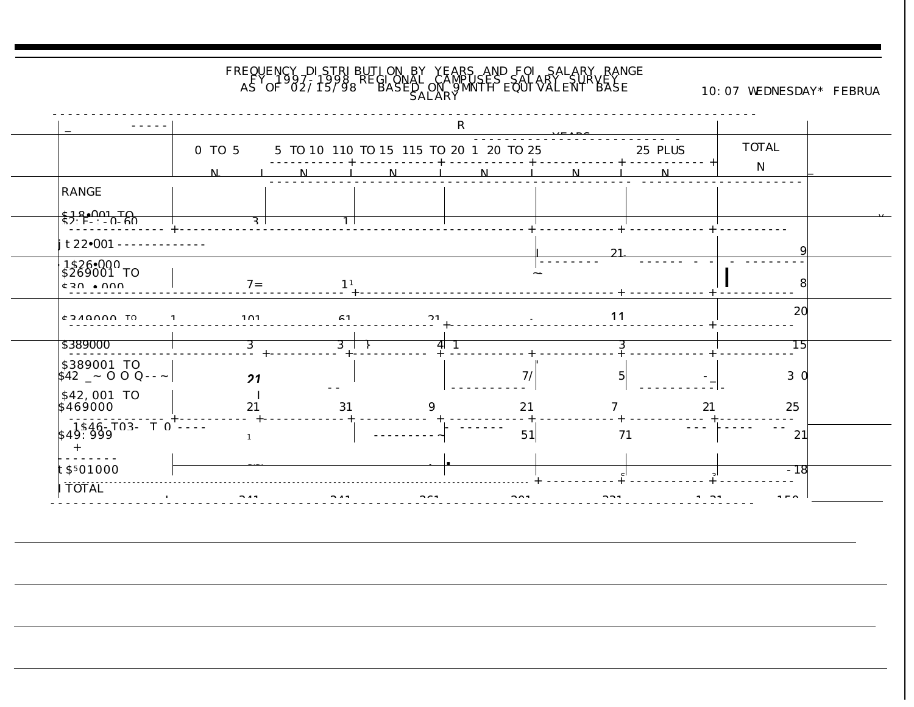FREQUENCY DISTRIBUTION BY YEARS AND FOI SALARY RANGE
FY 1997-1998 REGIONAL CAMPUSES SALARY SURVEY
AS OF 02/15/98 BASED ON 9MNTH EQUIVALENT BASE SALARY

10:07 WEDNESDAY* FEBRUA

| | YEARS | | | | | | |
|---|---|---|---|---|---|---|---|
| RANGE | 0 TO 5 N | 5 TO 10 N | 110 TO 15 N | 115 TO 20 N | 1 20 TO 25 N | 25 PLUS N | TOTAL N |
| $18•001 TO $2: F- : -0-60 | 3 | 1 | | | | | |
| j t 22•001 TO 1$26•000 | | | | | 21 | | 9 |
| $269001 TO $30, •000 | 7= | 1[1] | | | | | 8 |
| $349000 TO | 101 | 61 | 21 | | 11 | | 20 |
| $389000 | 3 | 3 | 4 1 | | 3 | | 15 |
| $389001 TO $42 _~ O O Q--~ | 21 | | | 7/ | 5 | | 3 0 |
| $42, 001 TO $469000 | 21 | 31 | 9 | 21 | 7 | 21 | 25 |
| 1$46-T03- T 0 $49: 999 | 1 | | | 51 | 71 | | 21 |
| t $501000 | | | | | | | -18 |
| I TOTAL | 241 | 241 | 261 | 201 | 221 | 1-21 | 150 |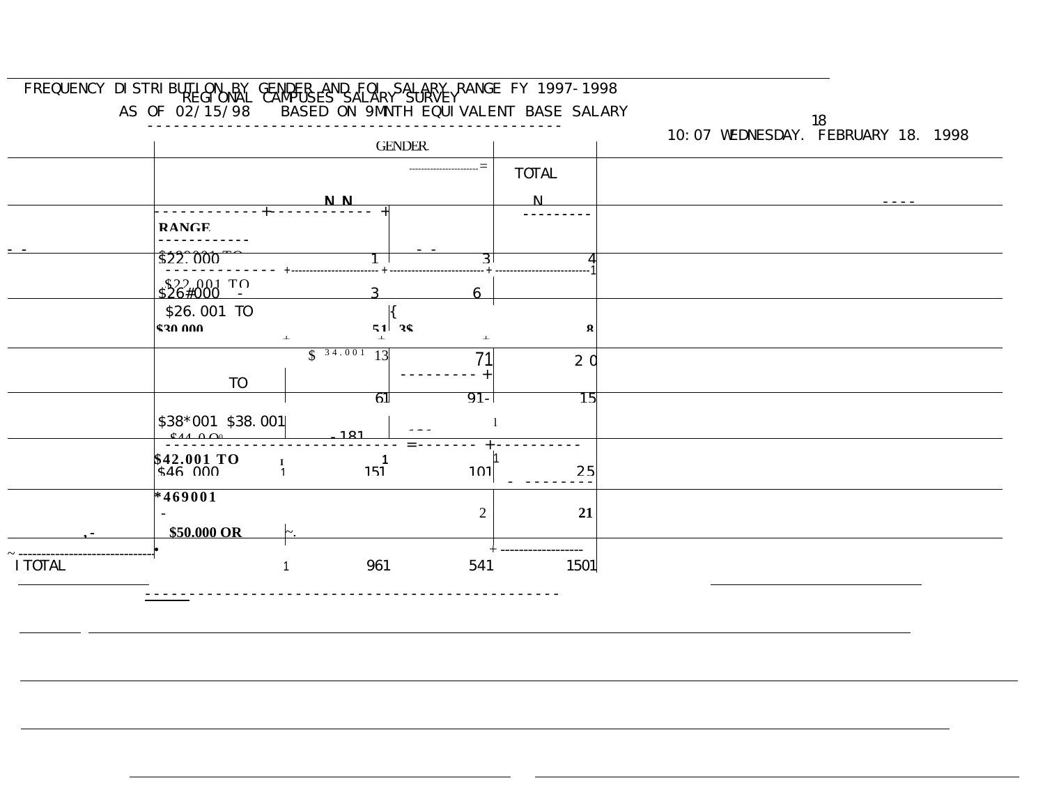REGIONAL CAMPUSES SALARY SURVEY

FREQUENCY DISTRIBUTION BY GENDER AND FOI SALARY RANGE FY 1997-1998
AS OF 02/15/98 BASED ON 9MNTH EQUIVALENT BASE SALARY

18

10:07 WEDNESDAY. FEBRUARY 18. 1998

| | GENDER | | TOTAL |
|---|---|---|---|
| | N | N | N |
| RANGE | | | |
| $22.000 | 1 | 3 | 4 |
| $22.001 TO $26#000 | 3 | 6 | |
| $26.001 TO $30.000 | 51 | 3$ | 8 |
| $34.001 TO | 13 | 71 | 20 |
| | 61 | 91- | 15 |
| $38*001 $38.001 $44.0O0 | 181 | | |
| $42.001 TO $46.000 | 151 | 101 | 25 |
| *469001 - | | 2 | 21 |
| $50.000 OR | | | |
| TOTAL | 961 | 541 | 1501 |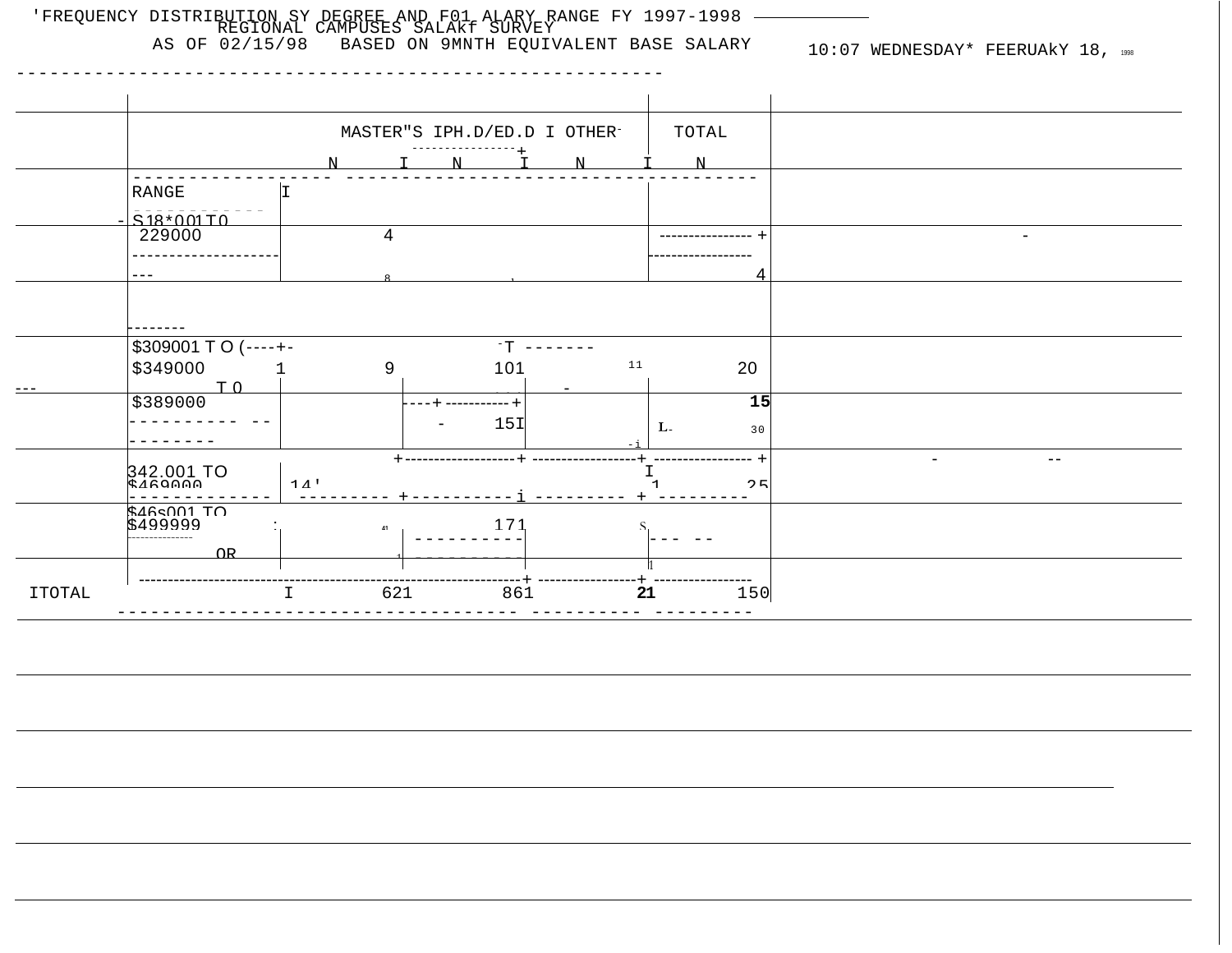'FREQUENCY DISTRIBUTION SY DEGREE AND F01 ALARY RANGE FY 1997-1998
REGIONAL CAMPUSES SALAKf SURVEY
AS OF 02/15/98 BASED ON 9MNTH EQUIVALENT BASE SALARY

10:07 WEDNESDAY* FEERUAkY 18, 1998

| RANGE | MASTER"S N | PH.D/ED.D N | OTHER N | TOTAL N |
|---|---|---|---|---|
| S18*001 TO 229000 | 4 | | | 4 |
| $309001 TO $349000 | 9 | 101 | 11 | 20 |
| TO $389000 | | 15 | | 15 |
| | | | | 30 |
| 342.001 TO $469000 | 14' | | 1 | 25 |
| $46s001 TO $499999 | 41 | 171 | S | |
| OR | 1 | | 1 | |
| TOTAL | 621 | 861 | 21 | 150 |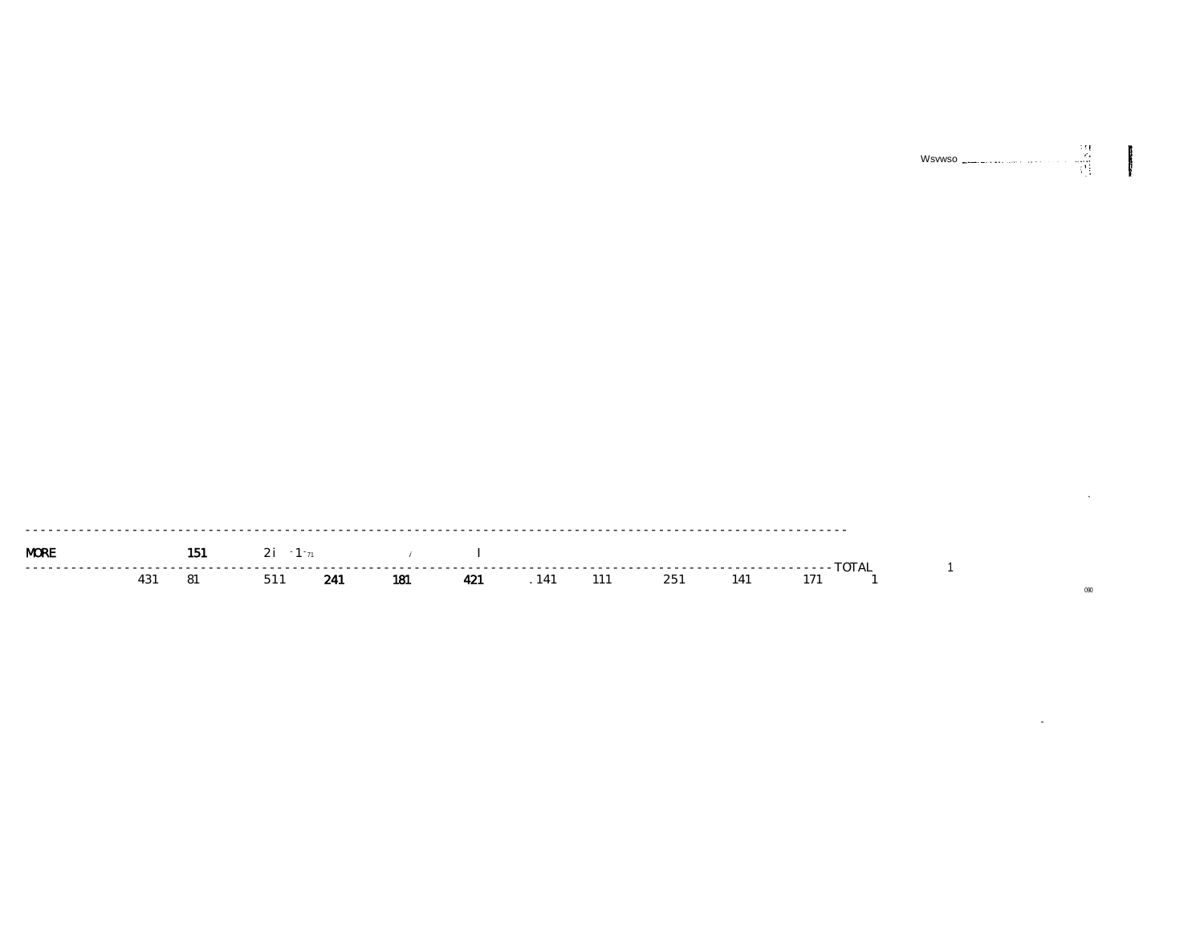Wsvwso

-----------------------------------------------------------------------------------------------------------

| | | | | | | | | | | | | | |
|---|---|---|---|---|---|---|---|---|---|---|---|---|---|
| MORE | | 151 | 2i -1-71 | | / | I | | | | | | | |
| TOTAL | 431 | 81 | 511 | 241 | 181 | 421 | . 141 | 111 | 251 | 141 | 171 | 1 | 1 |

090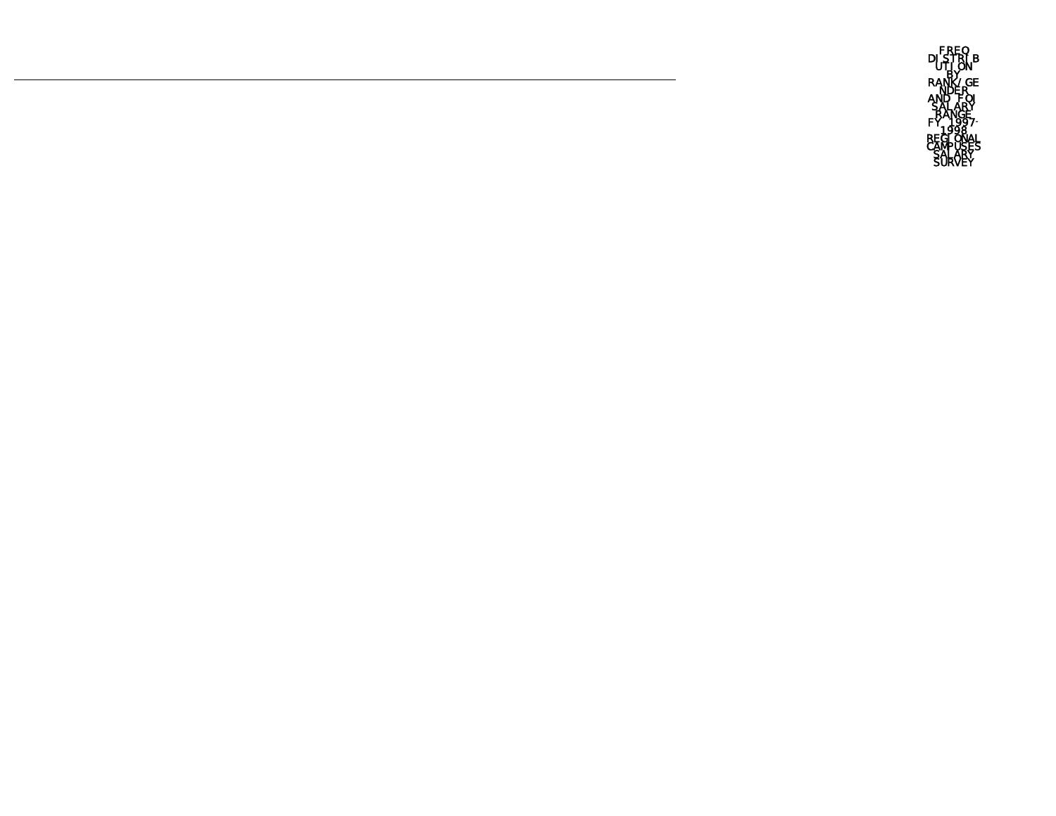FREQ DISTRIBUTION BY RANK/GENDER AND FOI SALARY RANGE FY 1997-1998 REGIONAL CAMPUSES SALARY SURVEY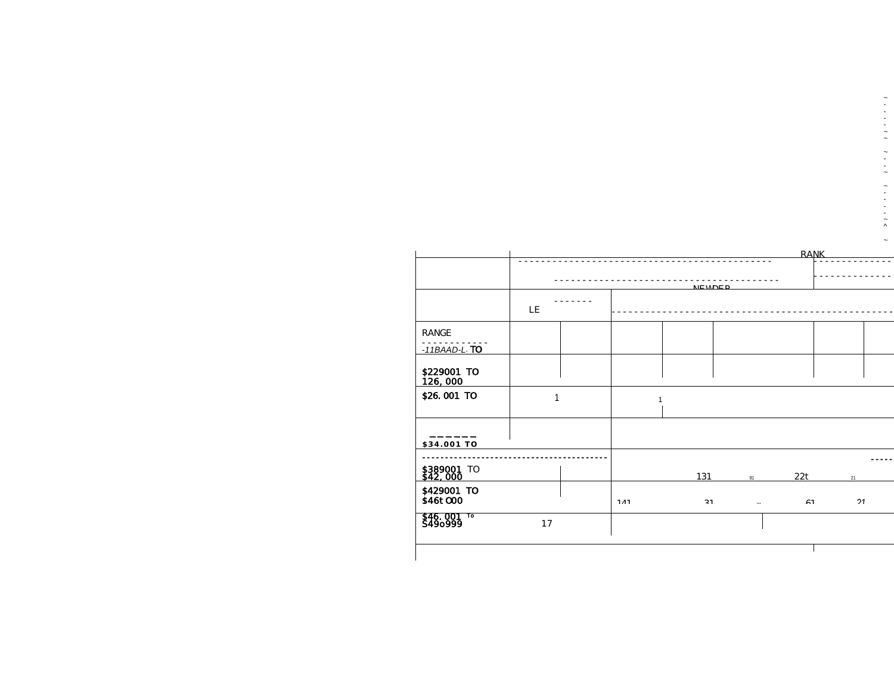| | RANK | | | | | | |
| --- | --- | --- | --- | --- | --- | --- | --- |
| | | | NEWDER | | | | |
| | LE | | | | | | |
| RANGE -11BAAD-L- TO | | | | | | | |
| $229001 TO 126, 000 | | | | | | | |
| $26. 001 TO | 1 | | 1 | | | | |
| $34.001 TO | | | | | | | |
| $389001 TO $42, 000 | | | | 131 91 | 22t | 21 | |
| $429001 TO $46t O00 | | | 141 | 31 | 61 | 21 | |
| $46. 001 To S49o999 | 17 | | | | | | |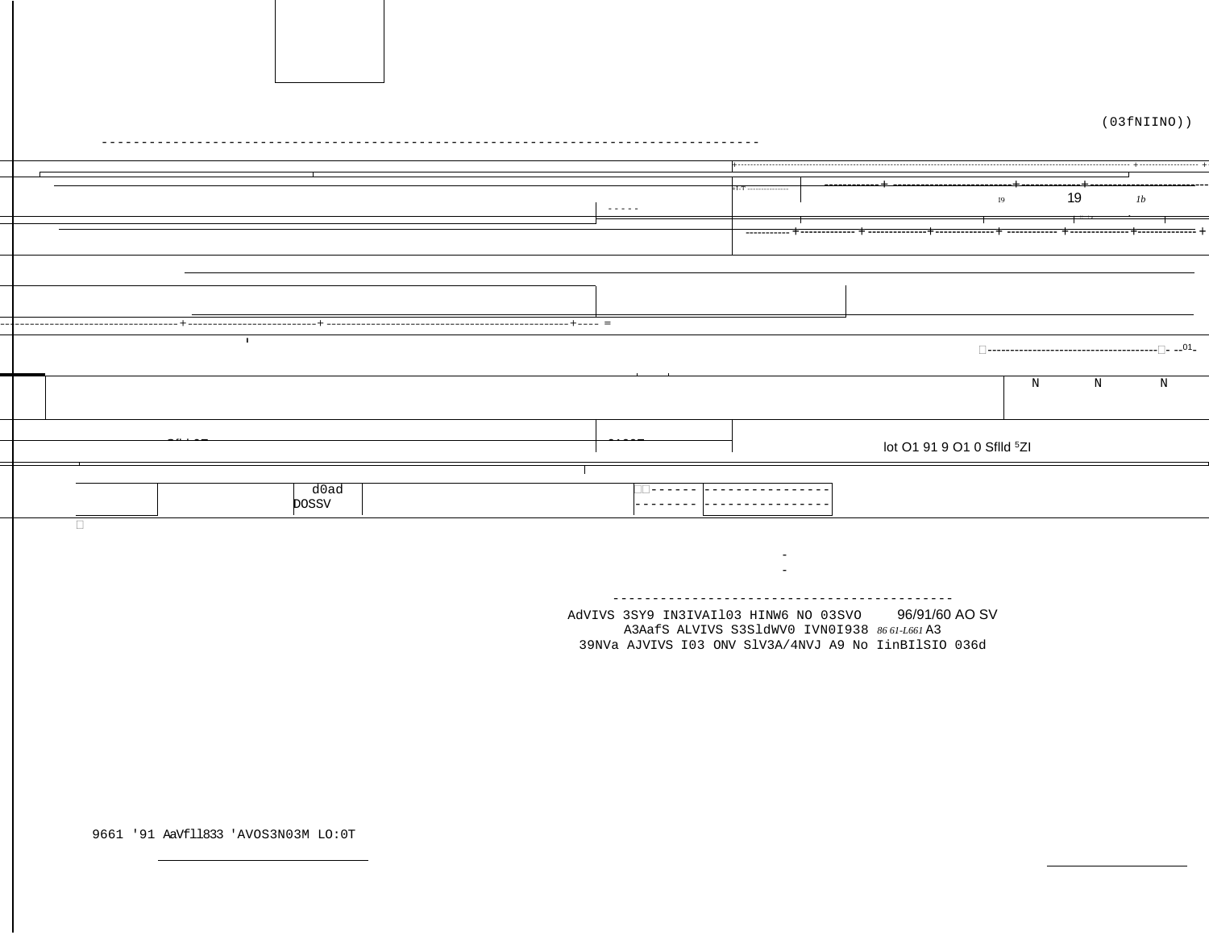(03fNIINO))

19 1b

N N N

lot O1 91 9 O1 0 Sflld 5ZI

d0ad
DOSSV

AdVIVS 3SY9 IN3IVAIl03 HINW6 NO 03SVO 96/91/60 AO SV
A3AafS ALVIVS S3SldWV0 IVN0I938 86 61-L661 A3
39NVa AJVIVS I03 ONV SlV3A/4NVJ A9 No IinBIlSIO 036d

9661 '91 AaVfll833 'AVOS3N03M LO:0T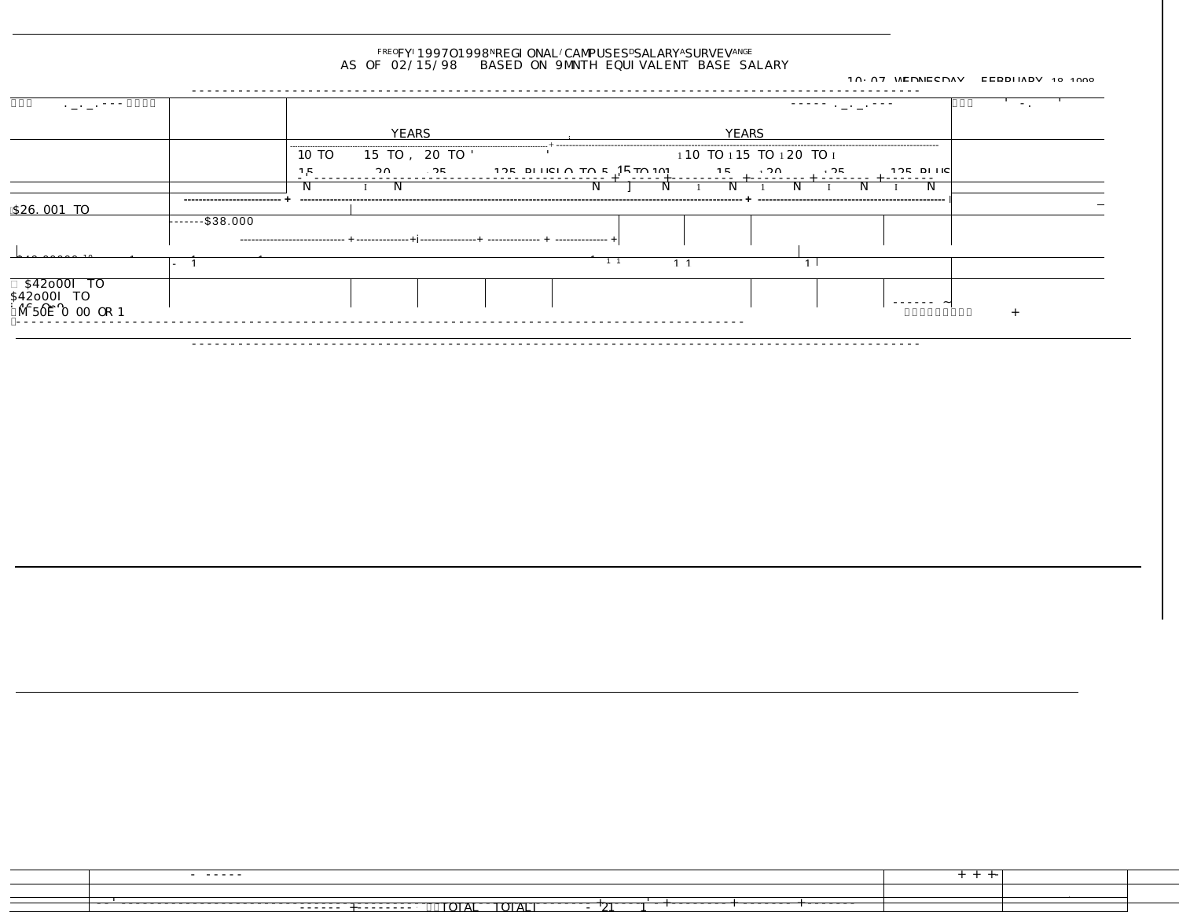FY 1997O1998 REGIONAL CAMPUSES SALARY SURVEY

AS OF 02/15/98 BASED ON 9MNTH EQUIVALENT BASE SALARY

| | | YEARS | | | | | YEARS | | | | | | |
|---|---|---|---|---|---|---|---|---|---|---|---|---|---|
| | | 10 TO 15 | 15 TO 20 | 20 TO 25 | 25 PLUS | 0 TO 5 | 5 TO 10 | 10 TO 15 | 15 TO 20 | 20 TO 25 | 25 PLUS | | |
| | | N | N | | | N | N | N | N | N | N | N | |
| $26,001 TO $38,000 | | | | | | | | | | | | | |
| $38,001 TO $42,000 | 1 | 1 | 1 | | | 1 | 1 | 1 | 1 | 1 | | | |
| $42,001 TO $46,000 | | | | | | | | | | | | | |
| $46,000 OR MORE | 1 | | | | | | | | | | | | |
| TOTAL | | | | | | | | | | | | 21 | 1 |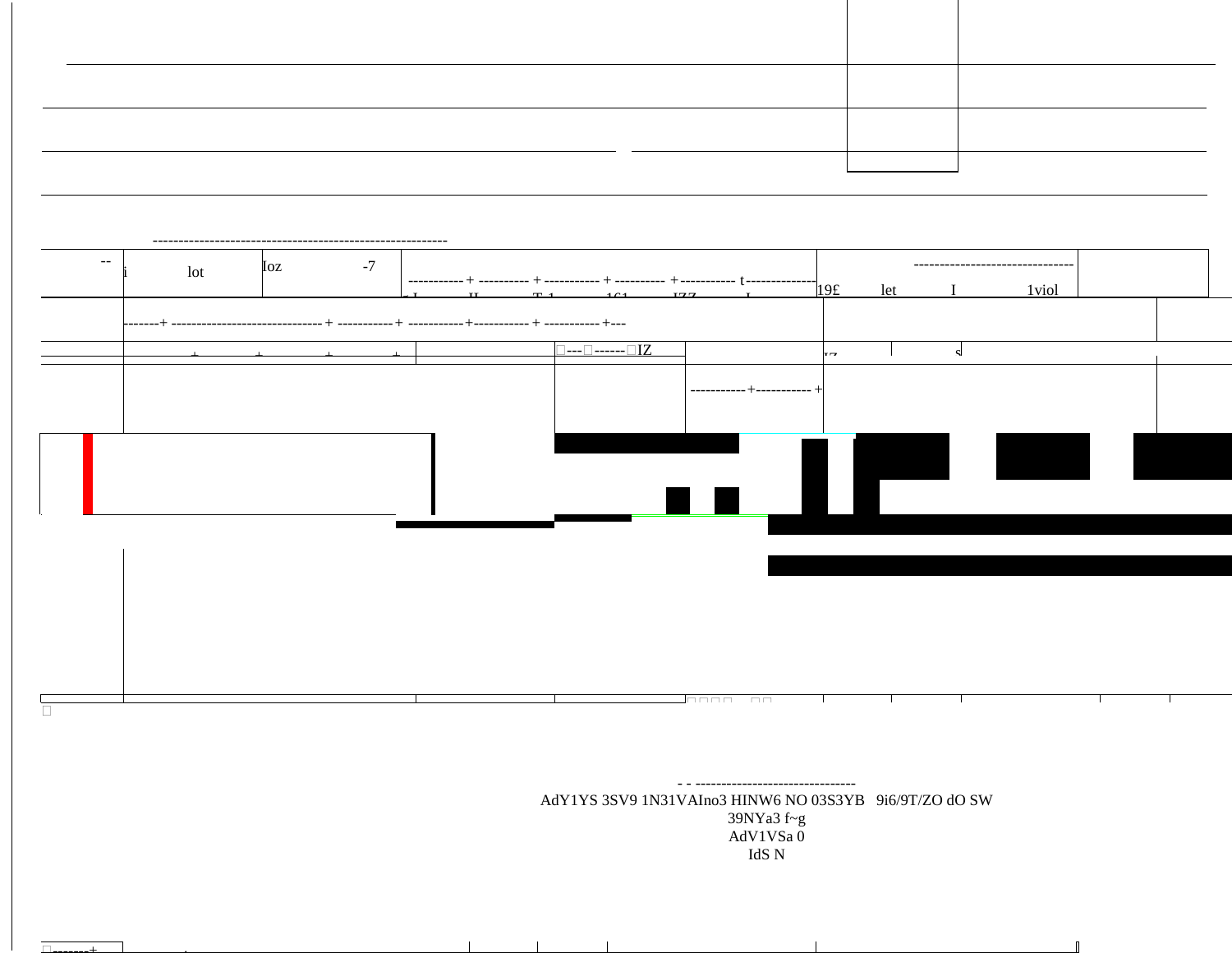AdY1YS 3SV9 1N31VAIno3 HINW6 NO 03S3YB 9i6/9T/ZO dO SW

39NYa3 f~g

AdV1VSa 0

IdS N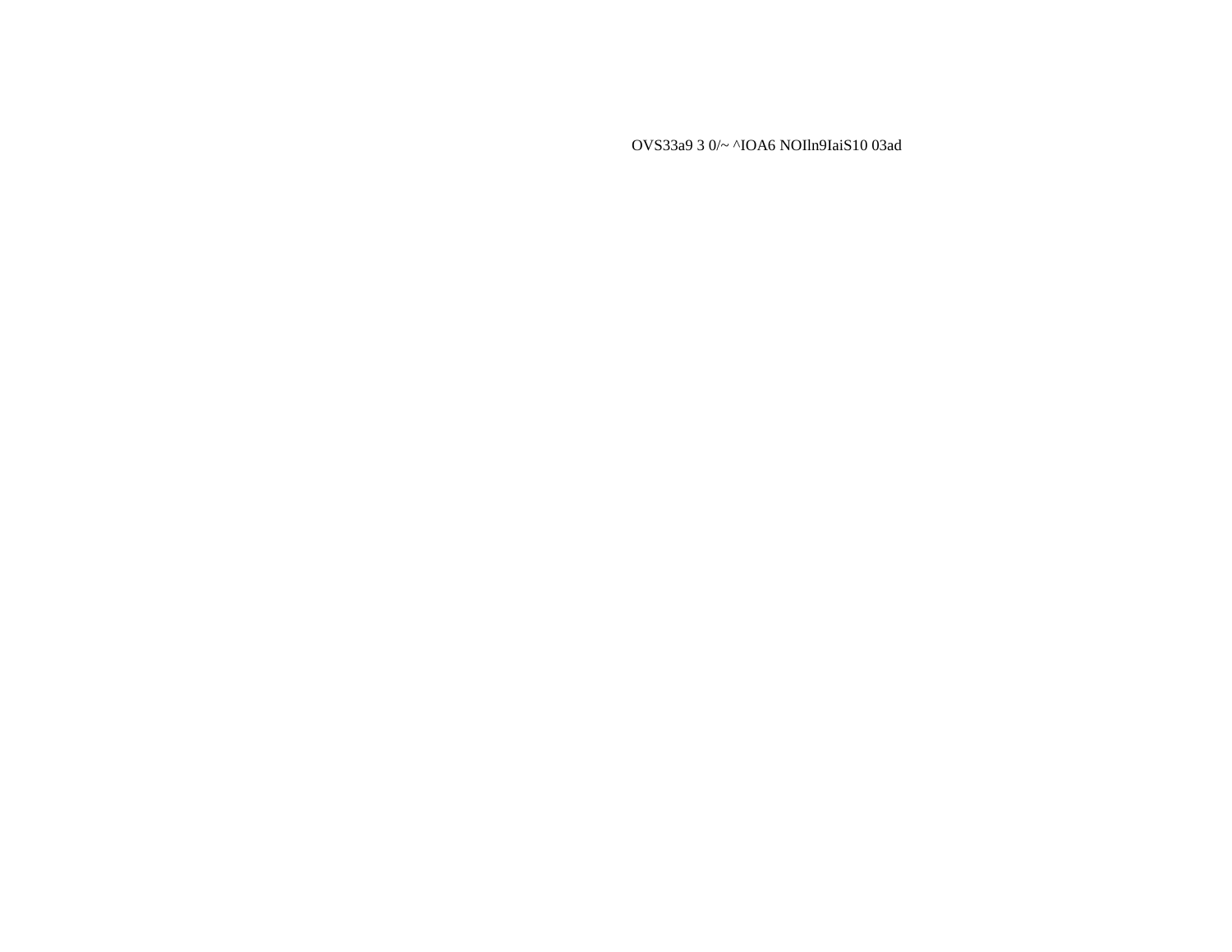OVS33a9 3 0/~ ^IOA6 NOIln9IaiS10 03ad